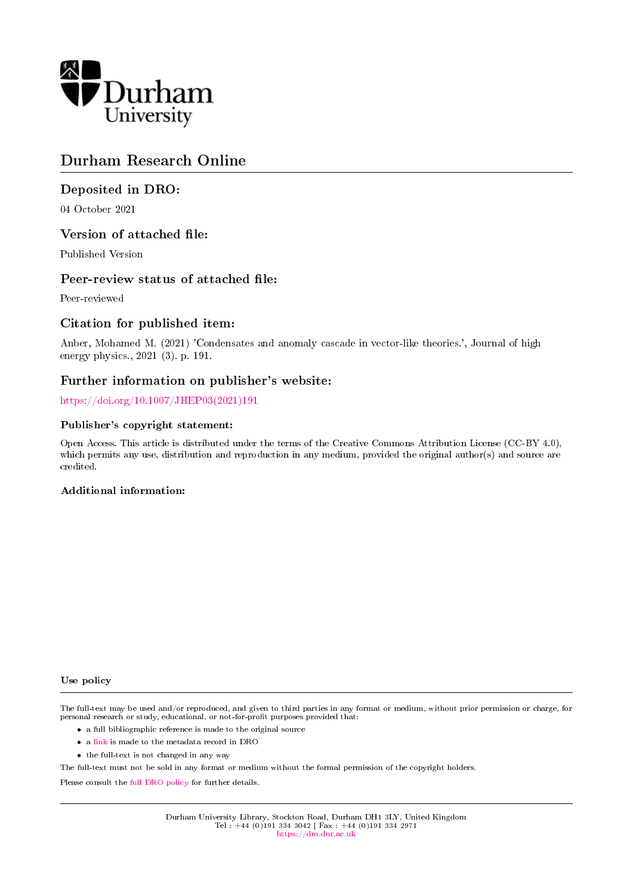Durham University

# Durham Research Online

## Deposited in DRO:

04 October 2021

## Version of attached file:

Published Version

## Peer-review status of attached file:

Peer-reviewed

## Citation for published item:

Anber, Mohamed M. (2021) 'Condensates and anomaly cascade in vector-like theories.', Journal of high energy physics., 2021 (3). p. 191.

## Further information on publisher's website:

https://doi.org/10.1007/JHEP03(2021)191

### Publisher's copyright statement:

Open Access. This article is distributed under the terms of the Creative Commons Attribution License (CC-BY 4.0), which permits any use, distribution and reproduction in any medium, provided the original author(s) and source are credited.

### Additional information:

### Use policy

The full-text may be used and/or reproduced, and given to third parties in any format or medium, without prior permission or charge, for personal research or study, educational, or not-for-profit purposes provided that:

- a full bibliographic reference is made to the original source
- a link is made to the metadata record in DRO
- the full-text is not changed in any way

The full-text must not be sold in any format or medium without the formal permission of the copyright holders.

Please consult the full DRO policy for further details.

Durham University Library, Stockton Road, Durham DH1 3LY, United Kingdom
Tel : +44 (0)191 334 3042 | Fax : +44 (0)191 334 2971
https://dro.dur.ac.uk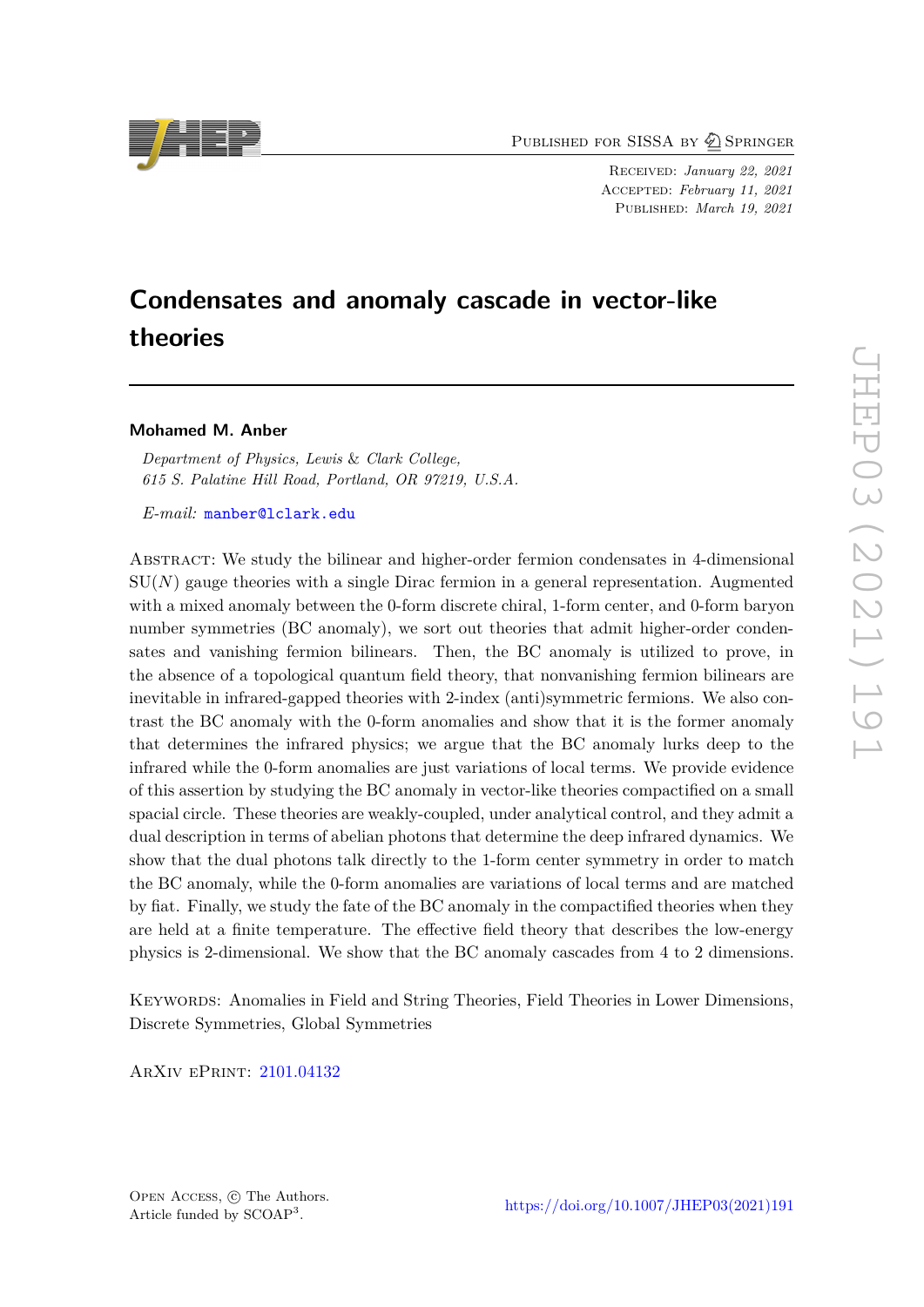# Condensates and anomaly cascade in vector-like theories

**Mohamed M. Anber**

*Department of Physics, Lewis & Clark College,*
*615 S. Palatine Hill Road, Portland, OR 97219, U.S.A.*

*E-mail:* manber@lclark.edu

Abstract: We study the bilinear and higher-order fermion condensates in 4-dimensional SU($N$) gauge theories with a single Dirac fermion in a general representation. Augmented with a mixed anomaly between the 0-form discrete chiral, 1-form center, and 0-form baryon number symmetries (BC anomaly), we sort out theories that admit higher-order condensates and vanishing fermion bilinears. Then, the BC anomaly is utilized to prove, in the absence of a topological quantum field theory, that nonvanishing fermion bilinears are inevitable in infrared-gapped theories with 2-index (anti)symmetric fermions. We also contrast the BC anomaly with the 0-form anomalies and show that it is the former anomaly that determines the infrared physics; we argue that the BC anomaly lurks deep to the infrared while the 0-form anomalies are just variations of local terms. We provide evidence of this assertion by studying the BC anomaly in vector-like theories compactified on a small spacial circle. These theories are weakly-coupled, under analytical control, and they admit a dual description in terms of abelian photons that determine the deep infrared dynamics. We show that the dual photons talk directly to the 1-form center symmetry in order to match the BC anomaly, while the 0-form anomalies are variations of local terms and are matched by fiat. Finally, we study the fate of the BC anomaly in the compactified theories when they are held at a finite temperature. The effective field theory that describes the low-energy physics is 2-dimensional. We show that the BC anomaly cascades from 4 to 2 dimensions.

Keywords: Anomalies in Field and String Theories, Field Theories in Lower Dimensions, Discrete Symmetries, Global Symmetries

ArXiv ePrint: 2101.04132

Open Access, © The Authors.
Article funded by SCOAP[3].

https://doi.org/10.1007/JHEP03(2021)191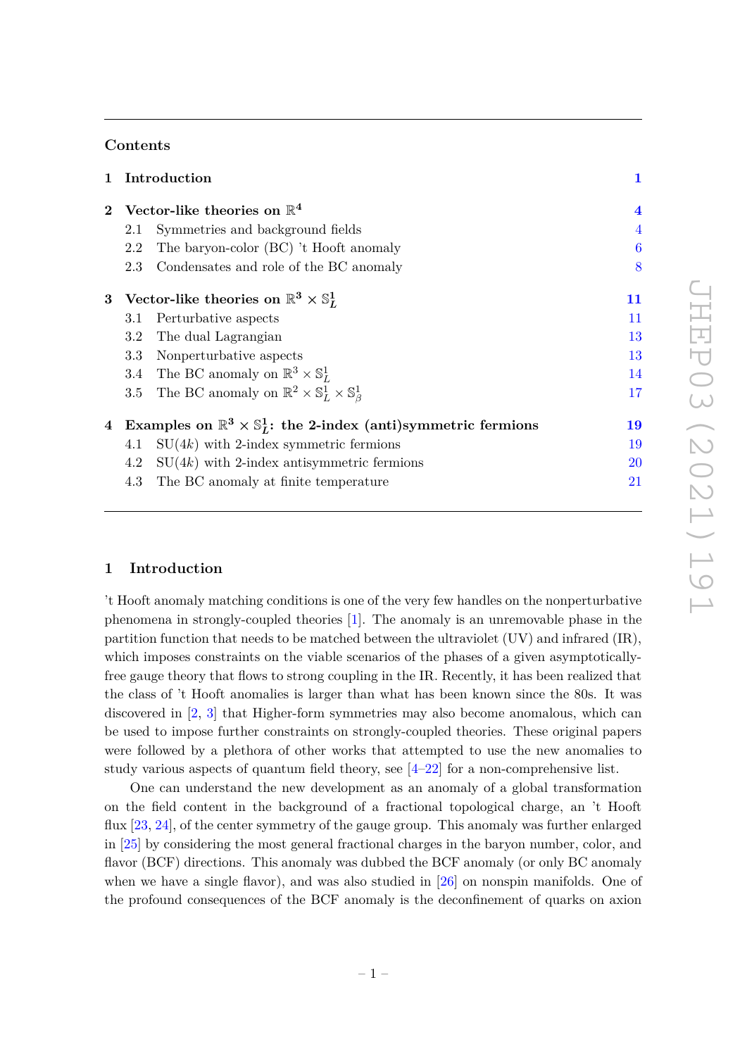## Contents

| | | |
|---|---|---|
| **1** | **Introduction** | **1** |
| **2** | **Vector-like theories on $\mathbb{R}^4$** | **4** |
| | 2.1 Symmetries and background fields | 4 |
| | 2.2 The baryon-color (BC) 't Hooft anomaly | 6 |
| | 2.3 Condensates and role of the BC anomaly | 8 |
| **3** | **Vector-like theories on $\mathbb{R}^3 \times \mathbb{S}^1_L$** | **11** |
| | 3.1 Perturbative aspects | 11 |
| | 3.2 The dual Lagrangian | 13 |
| | 3.3 Nonperturbative aspects | 13 |
| | 3.4 The BC anomaly on $\mathbb{R}^3 \times \mathbb{S}^1_L$ | 14 |
| | 3.5 The BC anomaly on $\mathbb{R}^2 \times \mathbb{S}^1_L \times \mathbb{S}^1_\beta$ | 17 |
| **4** | **Examples on $\mathbb{R}^3 \times \mathbb{S}^1_L$: the 2-index (anti)symmetric fermions** | **19** |
| | 4.1 SU($4k$) with 2-index symmetric fermions | 19 |
| | 4.2 SU($4k$) with 2-index antisymmetric fermions | 20 |
| | 4.3 The BC anomaly at finite temperature | 21 |

## 1 Introduction

't Hooft anomaly matching conditions is one of the very few handles on the nonperturbative phenomena in strongly-coupled theories [1]. The anomaly is an unremovable phase in the partition function that needs to be matched between the ultraviolet (UV) and infrared (IR), which imposes constraints on the viable scenarios of the phases of a given asymptotically-free gauge theory that flows to strong coupling in the IR. Recently, it has been realized that the class of 't Hooft anomalies is larger than what has been known since the 80s. It was discovered in [2, 3] that Higher-form symmetries may also become anomalous, which can be used to impose further constraints on strongly-coupled theories. These original papers were followed by a plethora of other works that attempted to use the new anomalies to study various aspects of quantum field theory, see [4–22] for a non-comprehensive list.

One can understand the new development as an anomaly of a global transformation on the field content in the background of a fractional topological charge, an 't Hooft flux [23, 24], of the center symmetry of the gauge group. This anomaly was further enlarged in [25] by considering the most general fractional charges in the baryon number, color, and flavor (BCF) directions. This anomaly was dubbed the BCF anomaly (or only BC anomaly when we have a single flavor), and was also studied in [26] on nonspin manifolds. One of the profound consequences of the BCF anomaly is the deconfinement of quarks on axion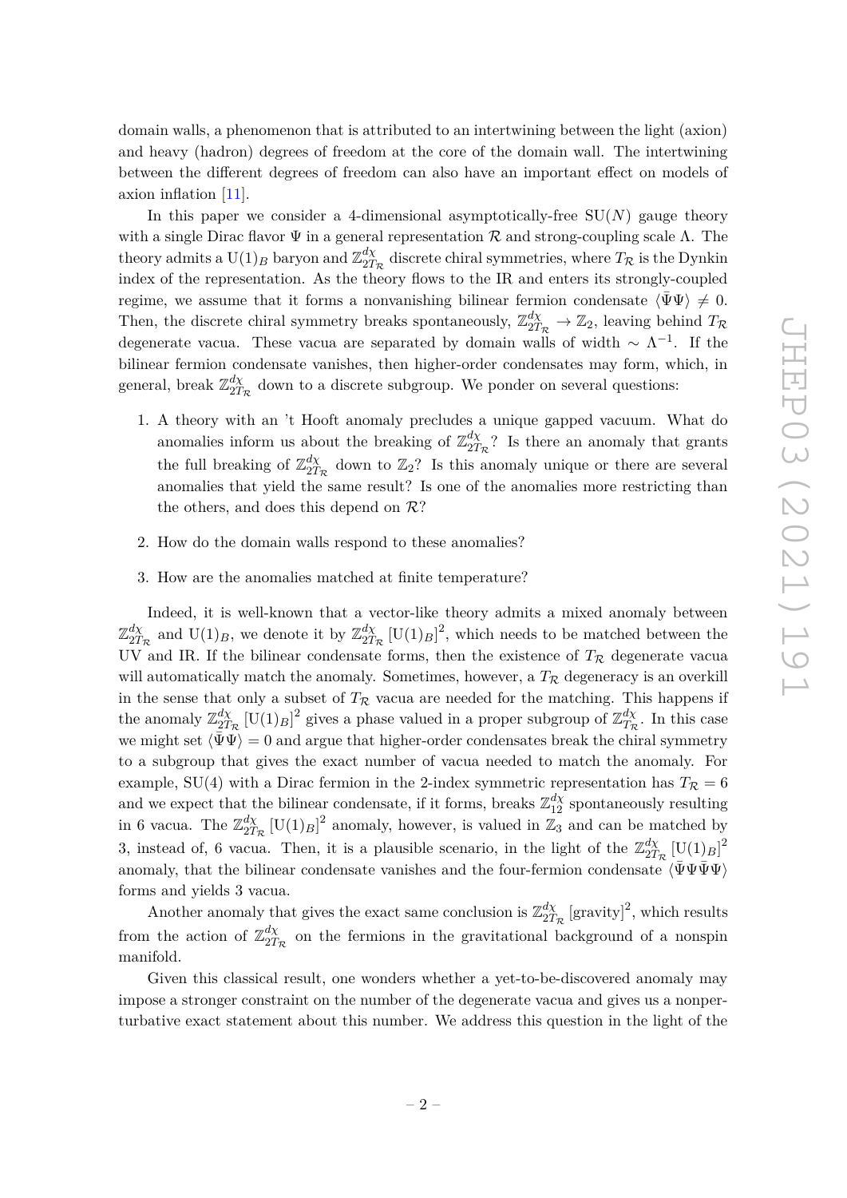domain walls, a phenomenon that is attributed to an intertwining between the light (axion) and heavy (hadron) degrees of freedom at the core of the domain wall. The intertwining between the different degrees of freedom can also have an important effect on models of axion inflation [11].

In this paper we consider a 4-dimensional asymptotically-free $\mathrm{SU}(N)$ gauge theory with a single Dirac flavor $\Psi$ in a general representation $\mathcal{R}$ and strong-coupling scale $\Lambda$. The theory admits a $\mathrm{U}(1)_B$ baryon and $\mathbb{Z}^{d\chi}_{2T_\mathcal{R}}$ discrete chiral symmetries, where $T_\mathcal{R}$ is the Dynkin index of the representation. As the theory flows to the IR and enters its strongly-coupled regime, we assume that it forms a nonvanishing bilinear fermion condensate $\langle\bar{\Psi}\Psi\rangle \neq 0$. Then, the discrete chiral symmetry breaks spontaneously, $\mathbb{Z}^{d\chi}_{2T_\mathcal{R}} \rightarrow \mathbb{Z}_2$, leaving behind $T_\mathcal{R}$ degenerate vacua. These vacua are separated by domain walls of width $\sim \Lambda^{-1}$. If the bilinear fermion condensate vanishes, then higher-order condensates may form, which, in general, break $\mathbb{Z}^{d\chi}_{2T_\mathcal{R}}$ down to a discrete subgroup. We ponder on several questions:

1. A theory with an 't Hooft anomaly precludes a unique gapped vacuum. What do anomalies inform us about the breaking of $\mathbb{Z}^{d\chi}_{2T_\mathcal{R}}$? Is there an anomaly that grants the full breaking of $\mathbb{Z}^{d\chi}_{2T_\mathcal{R}}$ down to $\mathbb{Z}_2$? Is this anomaly unique or there are several anomalies that yield the same result? Is one of the anomalies more restricting than the others, and does this depend on $\mathcal{R}$?

2. How do the domain walls respond to these anomalies?

3. How are the anomalies matched at finite temperature?

Indeed, it is well-known that a vector-like theory admits a mixed anomaly between $\mathbb{Z}^{d\chi}_{2T_\mathcal{R}}$ and $\mathrm{U}(1)_B$, we denote it by $\mathbb{Z}^{d\chi}_{2T_\mathcal{R}}\left[\mathrm{U}(1)_B\right]^2$, which needs to be matched between the UV and IR. If the bilinear condensate forms, then the existence of $T_\mathcal{R}$ degenerate vacua will automatically match the anomaly. Sometimes, however, a $T_\mathcal{R}$ degeneracy is an overkill in the sense that only a subset of $T_\mathcal{R}$ vacua are needed for the matching. This happens if the anomaly $\mathbb{Z}^{d\chi}_{2T_\mathcal{R}}\left[\mathrm{U}(1)_B\right]^2$ gives a phase valued in a proper subgroup of $\mathbb{Z}^{d\chi}_{T_\mathcal{R}}$. In this case we might set $\langle\bar{\Psi}\Psi\rangle = 0$ and argue that higher-order condensates break the chiral symmetry to a subgroup that gives the exact number of vacua needed to match the anomaly. For example, $\mathrm{SU}(4)$ with a Dirac fermion in the 2-index symmetric representation has $T_\mathcal{R} = 6$ and we expect that the bilinear condensate, if it forms, breaks $\mathbb{Z}^{d\chi}_{12}$ spontaneously resulting in 6 vacua. The $\mathbb{Z}^{d\chi}_{2T_\mathcal{R}}\left[\mathrm{U}(1)_B\right]^2$ anomaly, however, is valued in $\mathbb{Z}_3$ and can be matched by 3, instead of, 6 vacua. Then, it is a plausible scenario, in the light of the $\mathbb{Z}^{d\chi}_{2T_\mathcal{R}}\left[\mathrm{U}(1)_B\right]^2$ anomaly, that the bilinear condensate vanishes and the four-fermion condensate $\langle\bar{\Psi}\Psi\bar{\Psi}\Psi\rangle$ forms and yields 3 vacua.

Another anomaly that gives the exact same conclusion is $\mathbb{Z}^{d\chi}_{2T_\mathcal{R}}\left[\text{gravity}\right]^2$, which results from the action of $\mathbb{Z}^{d\chi}_{2T_\mathcal{R}}$ on the fermions in the gravitational background of a nonspin manifold.

Given this classical result, one wonders whether a yet-to-be-discovered anomaly may impose a stronger constraint on the number of the degenerate vacua and gives us a nonperturbative exact statement about this number. We address this question in the light of the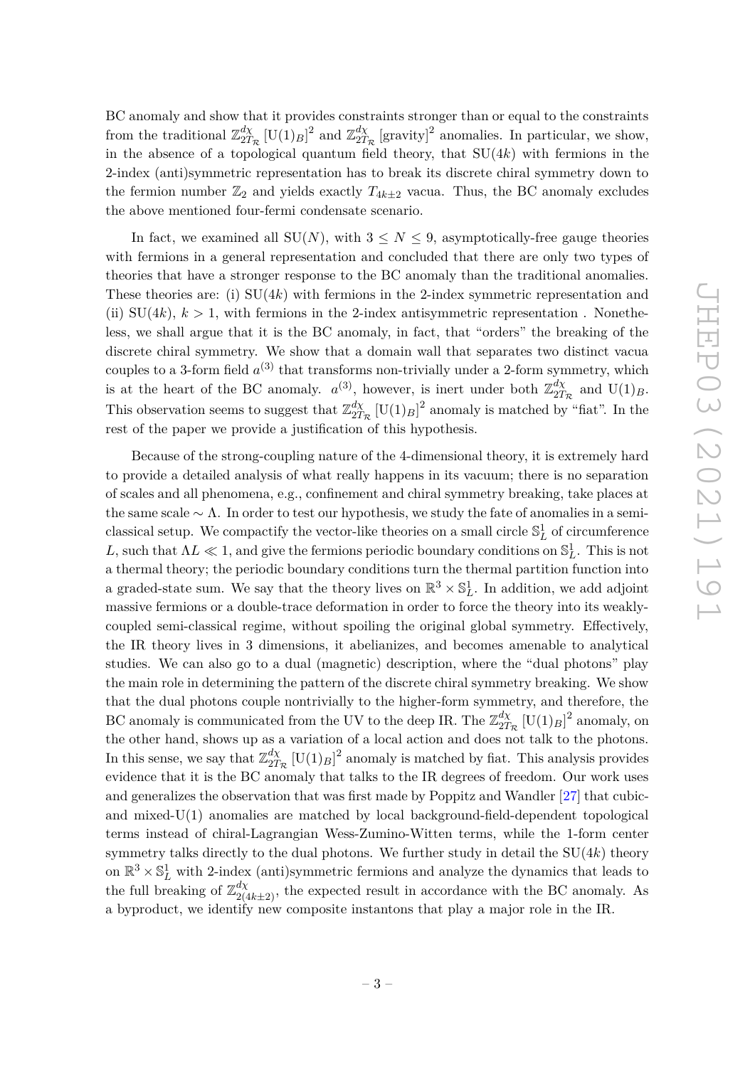BC anomaly and show that it provides constraints stronger than or equal to the constraints from the traditional $\mathbb{Z}^{d_\chi}_{2T_\mathcal{R}}\left[\mathrm{U}(1)_B\right]^2$ and $\mathbb{Z}^{d_\chi}_{2T_\mathcal{R}}\left[\text{gravity}\right]^2$ anomalies. In particular, we show, in the absence of a topological quantum field theory, that $\mathrm{SU}(4k)$ with fermions in the 2-index (anti)symmetric representation has to break its discrete chiral symmetry down to the fermion number $\mathbb{Z}_2$ and yields exactly $T_{4k\pm2}$ vacua. Thus, the BC anomaly excludes the above mentioned four-fermi condensate scenario.

In fact, we examined all $\mathrm{SU}(N)$, with $3 \leq N \leq 9$, asymptotically-free gauge theories with fermions in a general representation and concluded that there are only two types of theories that have a stronger response to the BC anomaly than the traditional anomalies. These theories are: (i) $\mathrm{SU}(4k)$ with fermions in the 2-index symmetric representation and (ii) $\mathrm{SU}(4k)$, $k > 1$, with fermions in the 2-index antisymmetric representation . Nonetheless, we shall argue that it is the BC anomaly, in fact, that "orders" the breaking of the discrete chiral symmetry. We show that a domain wall that separates two distinct vacua couples to a 3-form field $a^{(3)}$ that transforms non-trivially under a 2-form symmetry, which is at the heart of the BC anomaly. $a^{(3)}$, however, is inert under both $\mathbb{Z}^{d_\chi}_{2T_\mathcal{R}}$ and $\mathrm{U}(1)_B$. This observation seems to suggest that $\mathbb{Z}^{d_\chi}_{2T_\mathcal{R}}\left[\mathrm{U}(1)_B\right]^2$ anomaly is matched by "fiat". In the rest of the paper we provide a justification of this hypothesis.

Because of the strong-coupling nature of the 4-dimensional theory, it is extremely hard to provide a detailed analysis of what really happens in its vacuum; there is no separation of scales and all phenomena, e.g., confinement and chiral symmetry breaking, take places at the same scale $\sim \Lambda$. In order to test our hypothesis, we study the fate of anomalies in a semi-classical setup. We compactify the vector-like theories on a small circle $\mathbb{S}^1_L$ of circumference $L$, such that $\Lambda L \ll 1$, and give the fermions periodic boundary conditions on $\mathbb{S}^1_L$. This is not a thermal theory; the periodic boundary conditions turn the thermal partition function into a graded-state sum. We say that the theory lives on $\mathbb{R}^3 \times \mathbb{S}^1_L$. In addition, we add adjoint massive fermions or a double-trace deformation in order to force the theory into its weakly-coupled semi-classical regime, without spoiling the original global symmetry. Effectively, the IR theory lives in 3 dimensions, it abelianizes, and becomes amenable to analytical studies. We can also go to a dual (magnetic) description, where the "dual photons" play the main role in determining the pattern of the discrete chiral symmetry breaking. We show that the dual photons couple nontrivially to the higher-form symmetry, and therefore, the BC anomaly is communicated from the UV to the deep IR. The $\mathbb{Z}^{d_\chi}_{2T_\mathcal{R}}\left[\mathrm{U}(1)_B\right]^2$ anomaly, on the other hand, shows up as a variation of a local action and does not talk to the photons. In this sense, we say that $\mathbb{Z}^{d_\chi}_{2T_\mathcal{R}}\left[\mathrm{U}(1)_B\right]^2$ anomaly is matched by fiat. This analysis provides evidence that it is the BC anomaly that talks to the IR degrees of freedom. Our work uses and generalizes the observation that was first made by Poppitz and Wandler [27] that cubic- and mixed-U(1) anomalies are matched by local background-field-dependent topological terms instead of chiral-Lagrangian Wess-Zumino-Witten terms, while the 1-form center symmetry talks directly to the dual photons. We further study in detail the $\mathrm{SU}(4k)$ theory on $\mathbb{R}^3 \times \mathbb{S}^1_L$ with 2-index (anti)symmetric fermions and analyze the dynamics that leads to the full breaking of $\mathbb{Z}^{d_\chi}_{2(4k\pm2)}$, the expected result in accordance with the BC anomaly. As a byproduct, we identify new composite instantons that play a major role in the IR.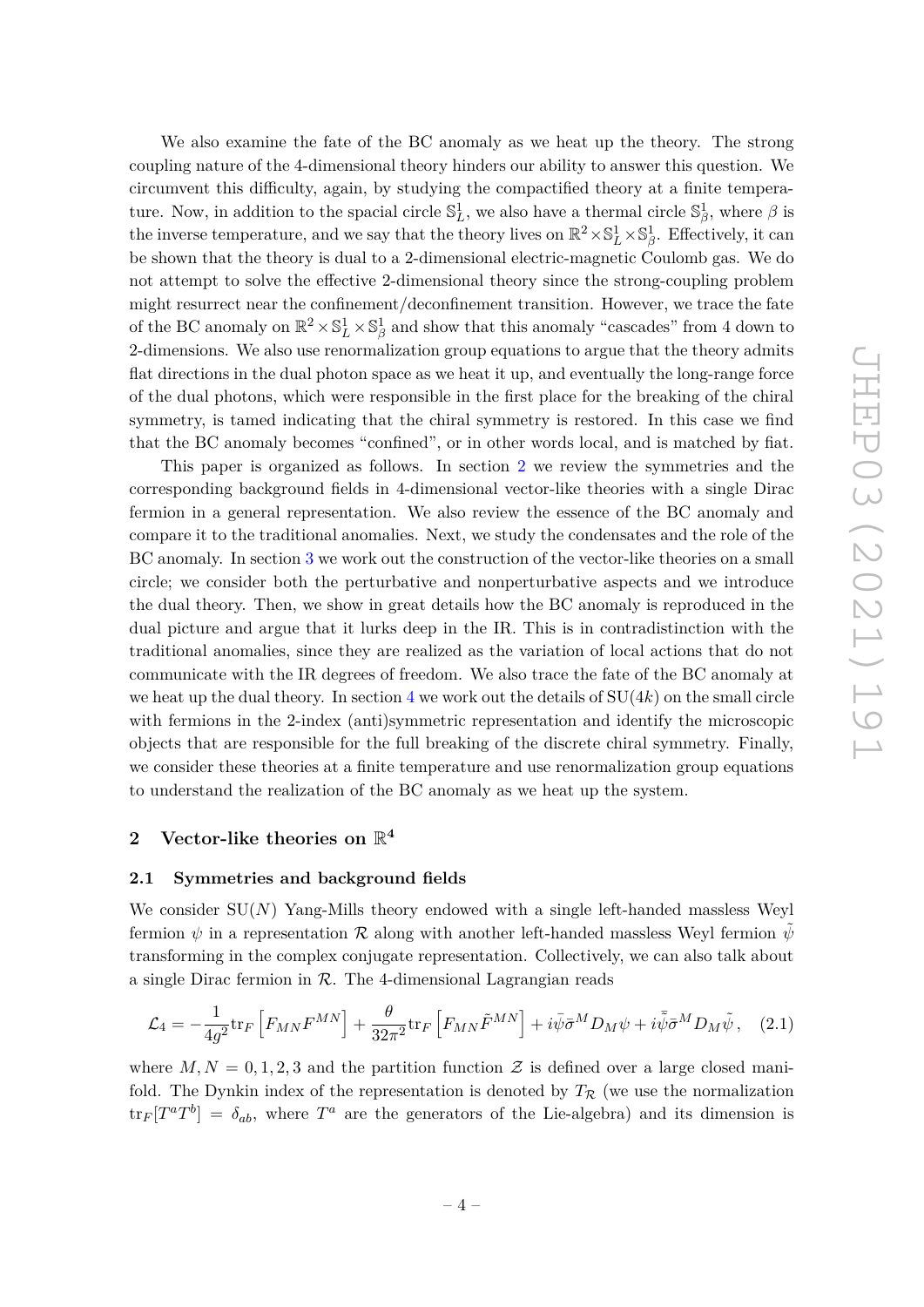We also examine the fate of the BC anomaly as we heat up the theory. The strong coupling nature of the 4-dimensional theory hinders our ability to answer this question. We circumvent this difficulty, again, by studying the compactified theory at a finite temperature. Now, in addition to the spacial circle $\mathbb{S}^1_L$, we also have a thermal circle $\mathbb{S}^1_\beta$, where $\beta$ is the inverse temperature, and we say that the theory lives on $\mathbb{R}^2\times\mathbb{S}^1_L\times\mathbb{S}^1_\beta$. Effectively, it can be shown that the theory is dual to a 2-dimensional electric-magnetic Coulomb gas. We do not attempt to solve the effective 2-dimensional theory since the strong-coupling problem might resurrect near the confinement/deconfinement transition. However, we trace the fate of the BC anomaly on $\mathbb{R}^2\times\mathbb{S}^1_L\times\mathbb{S}^1_\beta$ and show that this anomaly "cascades" from 4 down to 2-dimensions. We also use renormalization group equations to argue that the theory admits flat directions in the dual photon space as we heat it up, and eventually the long-range force of the dual photons, which were responsible in the first place for the breaking of the chiral symmetry, is tamed indicating that the chiral symmetry is restored. In this case we find that the BC anomaly becomes "confined", or in other words local, and is matched by fiat.

This paper is organized as follows. In section 2 we review the symmetries and the corresponding background fields in 4-dimensional vector-like theories with a single Dirac fermion in a general representation. We also review the essence of the BC anomaly and compare it to the traditional anomalies. Next, we study the condensates and the role of the BC anomaly. In section 3 we work out the construction of the vector-like theories on a small circle; we consider both the perturbative and nonperturbative aspects and we introduce the dual theory. Then, we show in great details how the BC anomaly is reproduced in the dual picture and argue that it lurks deep in the IR. This is in contradistinction with the traditional anomalies, since they are realized as the variation of local actions that do not communicate with the IR degrees of freedom. We also trace the fate of the BC anomaly at we heat up the dual theory. In section 4 we work out the details of $\mathrm{SU}(4k)$ on the small circle with fermions in the 2-index (anti)symmetric representation and identify the microscopic objects that are responsible for the full breaking of the discrete chiral symmetry. Finally, we consider these theories at a finite temperature and use renormalization group equations to understand the realization of the BC anomaly as we heat up the system.

## 2 Vector-like theories on $\mathbb{R}^4$

### 2.1 Symmetries and background fields

We consider $\mathrm{SU}(N)$ Yang-Mills theory endowed with a single left-handed massless Weyl fermion $\psi$ in a representation $\mathcal{R}$ along with another left-handed massless Weyl fermion $\tilde\psi$ transforming in the complex conjugate representation. Collectively, we can also talk about a single Dirac fermion in $\mathcal{R}$. The 4-dimensional Lagrangian reads

$$\mathcal{L}_4=-\frac{1}{4g^2}\mathrm{tr}_F\left[F_{MN}F^{MN}\right]+\frac{\theta}{32\pi^2}\mathrm{tr}_F\left[F_{MN}\tilde{F}^{MN}\right]+i\bar\psi\bar\sigma^M D_M\psi+i\bar{\tilde\psi}\bar\sigma^M D_M\tilde\psi\,, \quad (2.1)$$

where $M,N=0,1,2,3$ and the partition function $\mathcal{Z}$ is defined over a large closed manifold. The Dynkin index of the representation is denoted by $T_\mathcal{R}$ (we use the normalization $\mathrm{tr}_F[T^aT^b]=\delta_{ab}$, where $T^a$ are the generators of the Lie-algebra) and its dimension is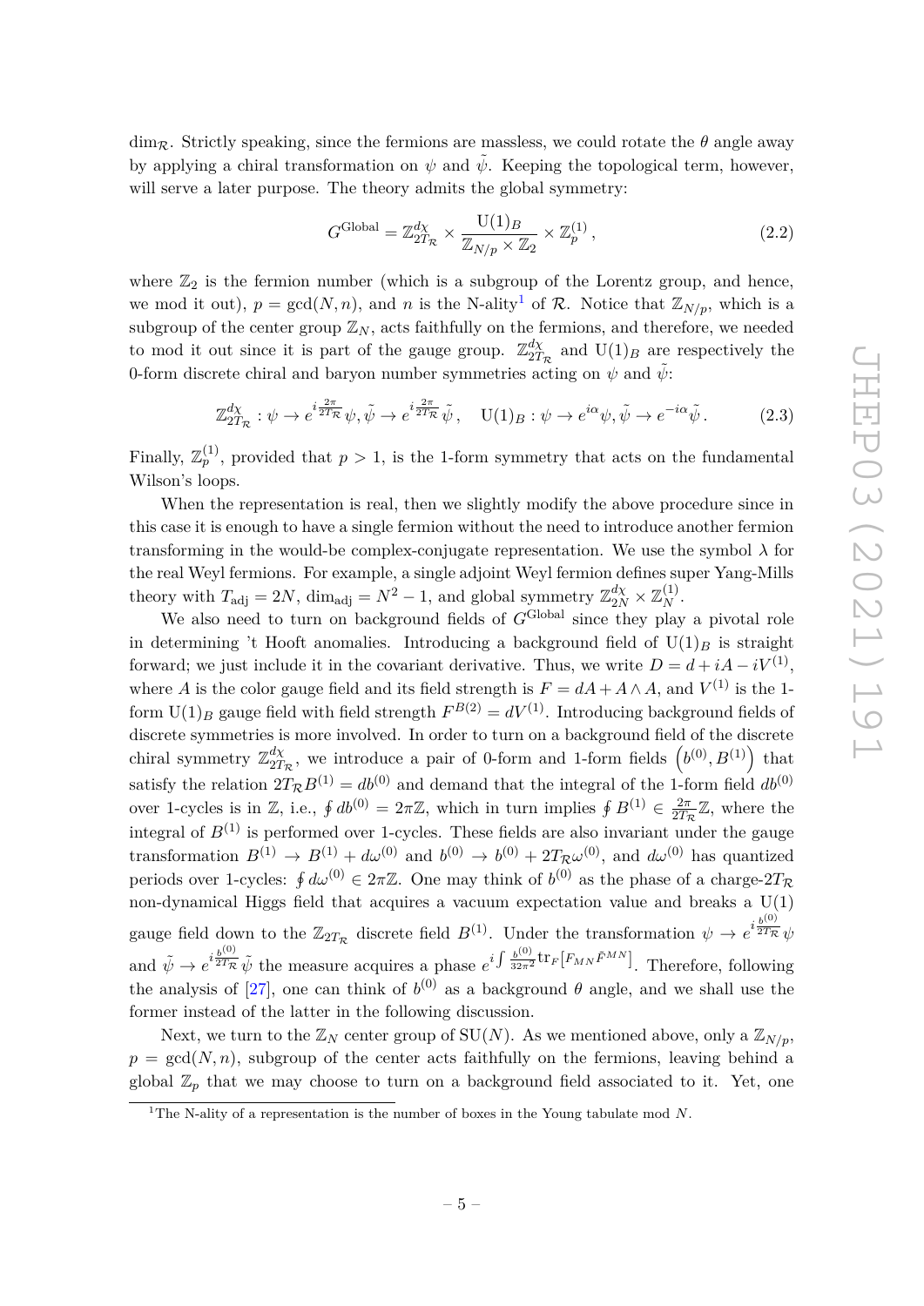$\dim_{\mathcal{R}}$. Strictly speaking, since the fermions are massless, we could rotate the $\theta$ angle away by applying a chiral transformation on $\psi$ and $\tilde{\psi}$. Keeping the topological term, however, will serve a later purpose. The theory admits the global symmetry:

$$G^{\rm Global} = \mathbb{Z}^{d_\chi}_{2T_{\mathcal{R}}} \times \frac{\mathrm{U}(1)_B}{\mathbb{Z}_{N/p} \times \mathbb{Z}_2} \times \mathbb{Z}^{(1)}_p \,, \tag{2.2}$$

where $\mathbb{Z}_2$ is the fermion number (which is a subgroup of the Lorentz group, and hence, we mod it out), $p = \gcd(N, n)$, and $n$ is the N-ality[1] of $\mathcal{R}$. Notice that $\mathbb{Z}_{N/p}$, which is a subgroup of the center group $\mathbb{Z}_N$, acts faithfully on the fermions, and therefore, we needed to mod it out since it is part of the gauge group. $\mathbb{Z}^{d_\chi}_{2T_{\mathcal{R}}}$ and $\mathrm{U}(1)_B$ are respectively the 0-form discrete chiral and baryon number symmetries acting on $\psi$ and $\tilde{\psi}$:

$$\mathbb{Z}^{d_\chi}_{2T_{\mathcal{R}}} : \psi \to e^{i\frac{2\pi}{2T_{\mathcal{R}}}}\psi, \tilde{\psi} \to e^{i\frac{2\pi}{2T_{\mathcal{R}}}}\tilde{\psi}\,, \quad \mathrm{U}(1)_B : \psi \to e^{i\alpha}\psi, \tilde{\psi} \to e^{-i\alpha}\tilde{\psi}\,. \tag{2.3}$$

Finally, $\mathbb{Z}^{(1)}_p$, provided that $p > 1$, is the 1-form symmetry that acts on the fundamental Wilson's loops.

When the representation is real, then we slightly modify the above procedure since in this case it is enough to have a single fermion without the need to introduce another fermion transforming in the would-be complex-conjugate representation. We use the symbol $\lambda$ for the real Weyl fermions. For example, a single adjoint Weyl fermion defines super Yang-Mills theory with $T_{\rm adj} = 2N$, $\dim_{\rm adj} = N^2 - 1$, and global symmetry $\mathbb{Z}^{d_\chi}_{2N} \times \mathbb{Z}^{(1)}_N$.

We also need to turn on background fields of $G^{\rm Global}$ since they play a pivotal role in determining 't Hooft anomalies. Introducing a background field of $\mathrm{U}(1)_B$ is straight forward; we just include it in the covariant derivative. Thus, we write $D = d + iA - iV^{(1)}$, where $A$ is the color gauge field and its field strength is $F = dA + A \wedge A$, and $V^{(1)}$ is the 1-form $\mathrm{U}(1)_B$ gauge field with field strength $F^{B(2)} = dV^{(1)}$. Introducing background fields of discrete symmetries is more involved. In order to turn on a background field of the discrete chiral symmetry $\mathbb{Z}^{d_\chi}_{2T_{\mathcal{R}}}$, we introduce a pair of 0-form and 1-form fields $\left(b^{(0)}, B^{(1)}\right)$ that satisfy the relation $2T_{\mathcal{R}}B^{(1)} = db^{(0)}$ and demand that the integral of the 1-form field $db^{(0)}$ over 1-cycles is in $\mathbb{Z}$, i.e., $\oint db^{(0)} = 2\pi\mathbb{Z}$, which in turn implies $\oint B^{(1)} \in \frac{2\pi}{2T_{\mathcal{R}}}\mathbb{Z}$, where the integral of $B^{(1)}$ is performed over 1-cycles. These fields are also invariant under the gauge transformation $B^{(1)} \to B^{(1)} + d\omega^{(0)}$ and $b^{(0)} \to b^{(0)} + 2T_{\mathcal{R}}\omega^{(0)}$, and $d\omega^{(0)}$ has quantized periods over 1-cycles: $\oint d\omega^{(0)} \in 2\pi\mathbb{Z}$. One may think of $b^{(0)}$ as the phase of a charge-$2T_{\mathcal{R}}$ non-dynamical Higgs field that acquires a vacuum expectation value and breaks a $\mathrm{U}(1)$ gauge field down to the $\mathbb{Z}_{2T_{\mathcal{R}}}$ discrete field $B^{(1)}$. Under the transformation $\psi \to e^{i\frac{b^{(0)}}{2T_{\mathcal{R}}}}\psi$ and $\tilde{\psi} \to e^{i\frac{b^{(0)}}{2T_{\mathcal{R}}}}\tilde{\psi}$ the measure acquires a phase $e^{i\int \frac{b^{(0)}}{32\pi^2}\mathrm{tr}_F\left[F_{MN}\tilde{F}^{MN}\right]}$. Therefore, following the analysis of [27], one can think of $b^{(0)}$ as a background $\theta$ angle, and we shall use the former instead of the latter in the following discussion.

Next, we turn to the $\mathbb{Z}_N$ center group of $\mathrm{SU}(N)$. As we mentioned above, only a $\mathbb{Z}_{N/p}$, $p = \gcd(N, n)$, subgroup of the center acts faithfully on the fermions, leaving behind a global $\mathbb{Z}_p$ that we may choose to turn on a background field associated to it. Yet, one

[1] The N-ality of a representation is the number of boxes in the Young tabulate mod $N$.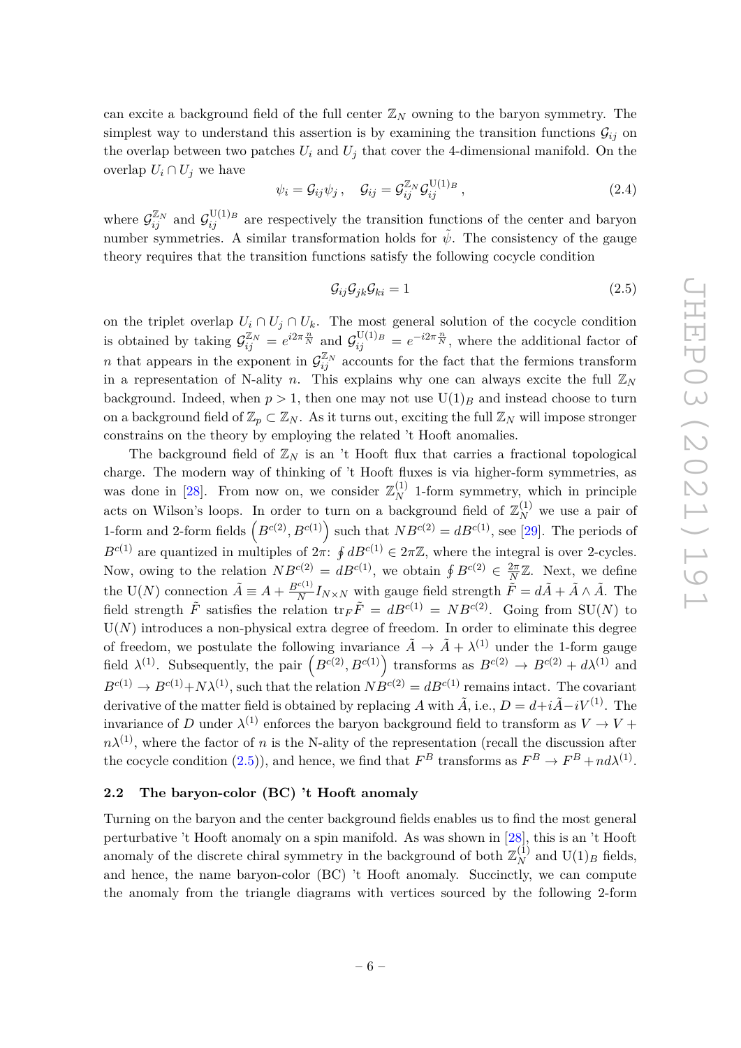can excite a background field of the full center $\mathbb{Z}_N$ owning to the baryon symmetry. The simplest way to understand this assertion is by examining the transition functions $\mathcal{G}_{ij}$ on the overlap between two patches $U_i$ and $U_j$ that cover the 4-dimensional manifold. On the overlap $U_i \cap U_j$ we have

$$\psi_i = \mathcal{G}_{ij}\psi_j\,, \quad \mathcal{G}_{ij} = \mathcal{G}_{ij}^{\mathbb{Z}_N}\mathcal{G}_{ij}^{\mathrm{U}(1)_B}\,, \tag{2.4}$$

where $\mathcal{G}_{ij}^{\mathbb{Z}_N}$ and $\mathcal{G}_{ij}^{\mathrm{U}(1)_B}$ are respectively the transition functions of the center and baryon number symmetries. A similar transformation holds for $\tilde{\psi}$. The consistency of the gauge theory requires that the transition functions satisfy the following cocycle condition

$$\mathcal{G}_{ij}\mathcal{G}_{jk}\mathcal{G}_{ki} = 1 \tag{2.5}$$

on the triplet overlap $U_i \cap U_j \cap U_k$. The most general solution of the cocycle condition is obtained by taking $\mathcal{G}_{ij}^{\mathbb{Z}_N} = e^{i2\pi\frac{n}{N}}$ and $\mathcal{G}_{ij}^{\mathrm{U}(1)_B} = e^{-i2\pi\frac{n}{N}}$, where the additional factor of $n$ that appears in the exponent in $\mathcal{G}_{ij}^{\mathbb{Z}_N}$ accounts for the fact that the fermions transform in a representation of N-ality $n$. This explains why one can always excite the full $\mathbb{Z}_N$ background. Indeed, when $p > 1$, then one may not use $\mathrm{U}(1)_B$ and instead choose to turn on a background field of $\mathbb{Z}_p \subset \mathbb{Z}_N$. As it turns out, exciting the full $\mathbb{Z}_N$ will impose stronger constrains on the theory by employing the related 't Hooft anomalies.

The background field of $\mathbb{Z}_N$ is an 't Hooft flux that carries a fractional topological charge. The modern way of thinking of 't Hooft fluxes is via higher-form symmetries, as was done in [28]. From now on, we consider $\mathbb{Z}_N^{(1)}$ 1-form symmetry, which in principle acts on Wilson's loops. In order to turn on a background field of $\mathbb{Z}_N^{(1)}$ we use a pair of 1-form and 2-form fields $\left(B^{c(2)}, B^{c(1)}\right)$ such that $NB^{c(2)} = dB^{c(1)}$, see [29]. The periods of $B^{c(1)}$ are quantized in multiples of $2\pi$: $\oint dB^{c(1)} \in 2\pi\mathbb{Z}$, where the integral is over 2-cycles. Now, owing to the relation $NB^{c(2)} = dB^{c(1)}$, we obtain $\oint B^{c(2)} \in \frac{2\pi}{N}\mathbb{Z}$. Next, we define the $\mathrm{U}(N)$ connection $\tilde{A} \equiv A + \frac{B^{c(1)}}{N}I_{N\times N}$ with gauge field strength $\tilde{F} = d\tilde{A} + \tilde{A}\wedge\tilde{A}$. The field strength $\tilde{F}$ satisfies the relation $\mathrm{tr}_F\tilde{F} = dB^{c(1)} = NB^{c(2)}$. Going from $\mathrm{SU}(N)$ to $\mathrm{U}(N)$ introduces a non-physical extra degree of freedom. In order to eliminate this degree of freedom, we postulate the following invariance $\tilde{A} \to \tilde{A} + \lambda^{(1)}$ under the 1-form gauge field $\lambda^{(1)}$. Subsequently, the pair $\left(B^{c(2)}, B^{c(1)}\right)$ transforms as $B^{c(2)} \to B^{c(2)} + d\lambda^{(1)}$ and $B^{c(1)} \to B^{c(1)} + N\lambda^{(1)}$, such that the relation $NB^{c(2)} = dB^{c(1)}$ remains intact. The covariant derivative of the matter field is obtained by replacing $A$ with $\tilde{A}$, i.e., $D = d + i\tilde{A} - iV^{(1)}$. The invariance of $D$ under $\lambda^{(1)}$ enforces the baryon background field to transform as $V \to V + n\lambda^{(1)}$, where the factor of $n$ is the N-ality of the representation (recall the discussion after the cocycle condition (2.5)), and hence, we find that $F^B$ transforms as $F^B \to F^B + nd\lambda^{(1)}$.

### 2.2 The baryon-color (BC) 't Hooft anomaly

Turning on the baryon and the center background fields enables us to find the most general perturbative 't Hooft anomaly on a spin manifold. As was shown in [28], this is an 't Hooft anomaly of the discrete chiral symmetry in the background of both $\mathbb{Z}_N^{(1)}$ and $\mathrm{U}(1)_B$ fields, and hence, the name baryon-color (BC) 't Hooft anomaly. Succinctly, we can compute the anomaly from the triangle diagrams with vertices sourced by the following 2-form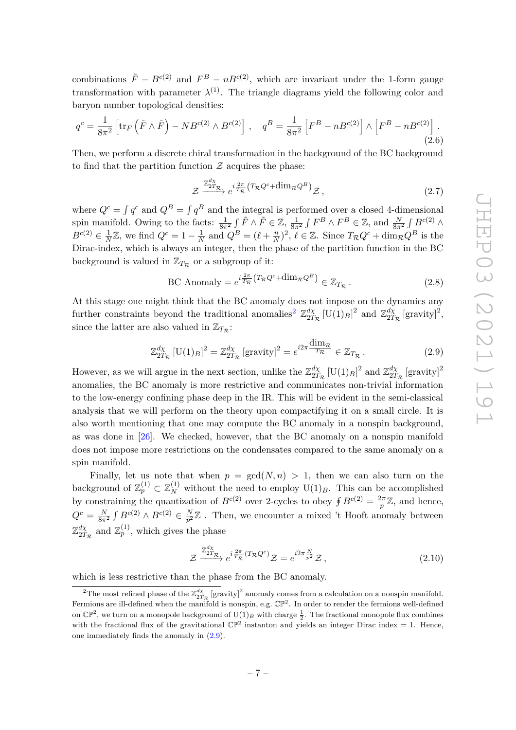combinations $\tilde{F} - B^{c(2)}$ and $F^B - nB^{c(2)}$, which are invariant under the 1-form gauge transformation with parameter $\lambda^{(1)}$. The triangle diagrams yield the following color and baryon number topological densities:

$$q^c = \frac{1}{8\pi^2}\left[\mathrm{tr}_F\left(\tilde{F}\wedge\tilde{F}\right) - NB^{c(2)}\wedge B^{c(2)}\right], \quad q^B = \frac{1}{8\pi^2}\left[F^B - nB^{c(2)}\right]\wedge\left[F^B - nB^{c(2)}\right]. \tag{2.6}$$

Then, we perform a discrete chiral transformation in the background of the BC background to find that the partition function $\mathcal{Z}$ acquires the phase:

$$\mathcal{Z} \xrightarrow{\mathbb{Z}^{d_\chi}_{2T_\mathcal{R}}} e^{i\frac{2\pi}{T_\mathcal{R}}\left(T_\mathcal{R}Q^c + \dim_\mathcal{R}Q^B\right)}\mathcal{Z}\,, \tag{2.7}$$

where $Q^c = \int q^c$ and $Q^B = \int q^B$ and the integral is performed over a closed 4-dimensional spin manifold. Owing to the facts: $\frac{1}{8\pi^2}\int\tilde{F}\wedge\tilde{F} \in \mathbb{Z}$, $\frac{1}{8\pi^2}\int F^B\wedge F^B \in \mathbb{Z}$, and $\frac{N}{8\pi^2}\int B^{c(2)}\wedge B^{c(2)} \in \frac{1}{N}\mathbb{Z}$, we find $Q^c = 1 - \frac{1}{N}$ and $Q^B = (\ell + \frac{n}{N})^2$, $\ell \in \mathbb{Z}$. Since $T_\mathcal{R}Q^c + \dim_\mathcal{R}Q^B$ is the Dirac-index, which is always an integer, then the phase of the partition function in the BC background is valued in $\mathbb{Z}_{T_\mathcal{R}}$ or a subgroup of it:

$$\text{BC Anomaly} = e^{i\frac{2\pi}{T_\mathcal{R}}\left(T_\mathcal{R}Q^c + \dim_\mathcal{R}Q^B\right)} \in \mathbb{Z}_{T_\mathcal{R}}\,. \tag{2.8}$$

At this stage one might think that the BC anomaly does not impose on the dynamics any further constraints beyond the traditional anomalies[2] $\mathbb{Z}^{d_\chi}_{2T_\mathcal{R}}\left[\mathrm{U}(1)_B\right]^2$ and $\mathbb{Z}^{d_\chi}_{2T_\mathcal{R}}\left[\text{gravity}\right]^2$, since the latter are also valued in $\mathbb{Z}_{T_\mathcal{R}}$:

$$\mathbb{Z}^{d_\chi}_{2T_\mathcal{R}}\left[\mathrm{U}(1)_B\right]^2 = \mathbb{Z}^{d_\chi}_{2T_\mathcal{R}}\left[\text{gravity}\right]^2 = e^{i2\pi\frac{\dim_\mathcal{R}}{T_\mathcal{R}}} \in \mathbb{Z}_{T_\mathcal{R}}\,. \tag{2.9}$$

However, as we will argue in the next section, unlike the $\mathbb{Z}^{d_\chi}_{2T_\mathcal{R}}\left[\mathrm{U}(1)_B\right]^2$ and $\mathbb{Z}^{d_\chi}_{2T_\mathcal{R}}\left[\text{gravity}\right]^2$ anomalies, the BC anomaly is more restrictive and communicates non-trivial information to the low-energy confining phase deep in the IR. This will be evident in the semi-classical analysis that we will perform on the theory upon compactifying it on a small circle. It is also worth mentioning that one may compute the BC anomaly in a nonspin background, as was done in [26]. We checked, however, that the BC anomaly on a nonspin manifold does not impose more restrictions on the condensates compared to the same anomaly on a spin manifold.

Finally, let us note that when $p = \gcd(N, n) > 1$, then we can also turn on the background of $\mathbb{Z}^{(1)}_p \subset \mathbb{Z}^{(1)}_N$ without the need to employ $\mathrm{U}(1)_B$. This can be accomplished by constraining the quantization of $B^{c(2)}$ over 2-cycles to obey $\oint B^{c(2)} = \frac{2\pi}{p}\mathbb{Z}$, and hence, $Q^c = \frac{N}{8\pi^2}\int B^{c(2)}\wedge B^{c(2)} \in \frac{N}{p^2}\mathbb{Z}$ . Then, we encounter a mixed 't Hooft anomaly between $\mathbb{Z}^{d_\chi}_{2T_\mathcal{R}}$ and $\mathbb{Z}^{(1)}_p$, which gives the phase

$$\mathcal{Z} \xrightarrow{\mathbb{Z}^{d_\chi}_{2T_\mathcal{R}}} e^{i\frac{2\pi}{T_\mathcal{R}}\left(T_\mathcal{R}Q^c\right)}\mathcal{Z} = e^{i2\pi\frac{N}{p^2}}\mathcal{Z}\,, \tag{2.10}$$

which is less restrictive than the phase from the BC anomaly.

---

[2] The most refined phase of the $\mathbb{Z}^{d_\chi}_{2T_\mathcal{R}}\left[\text{gravity}\right]^2$ anomaly comes from a calculation on a nonspin manifold. Fermions are ill-defined when the manifold is nonspin, e.g. $\mathbb{CP}^2$. In order to render the fermions well-defined on $\mathbb{CP}^2$, we turn on a monopole background of $\mathrm{U}(1)_B$ with charge $\frac{1}{2}$. The fractional monopole flux combines with the fractional flux of the gravitational $\mathbb{CP}^2$ instanton and yields an integer Dirac index = 1. Hence, one immediately finds the anomaly in (2.9).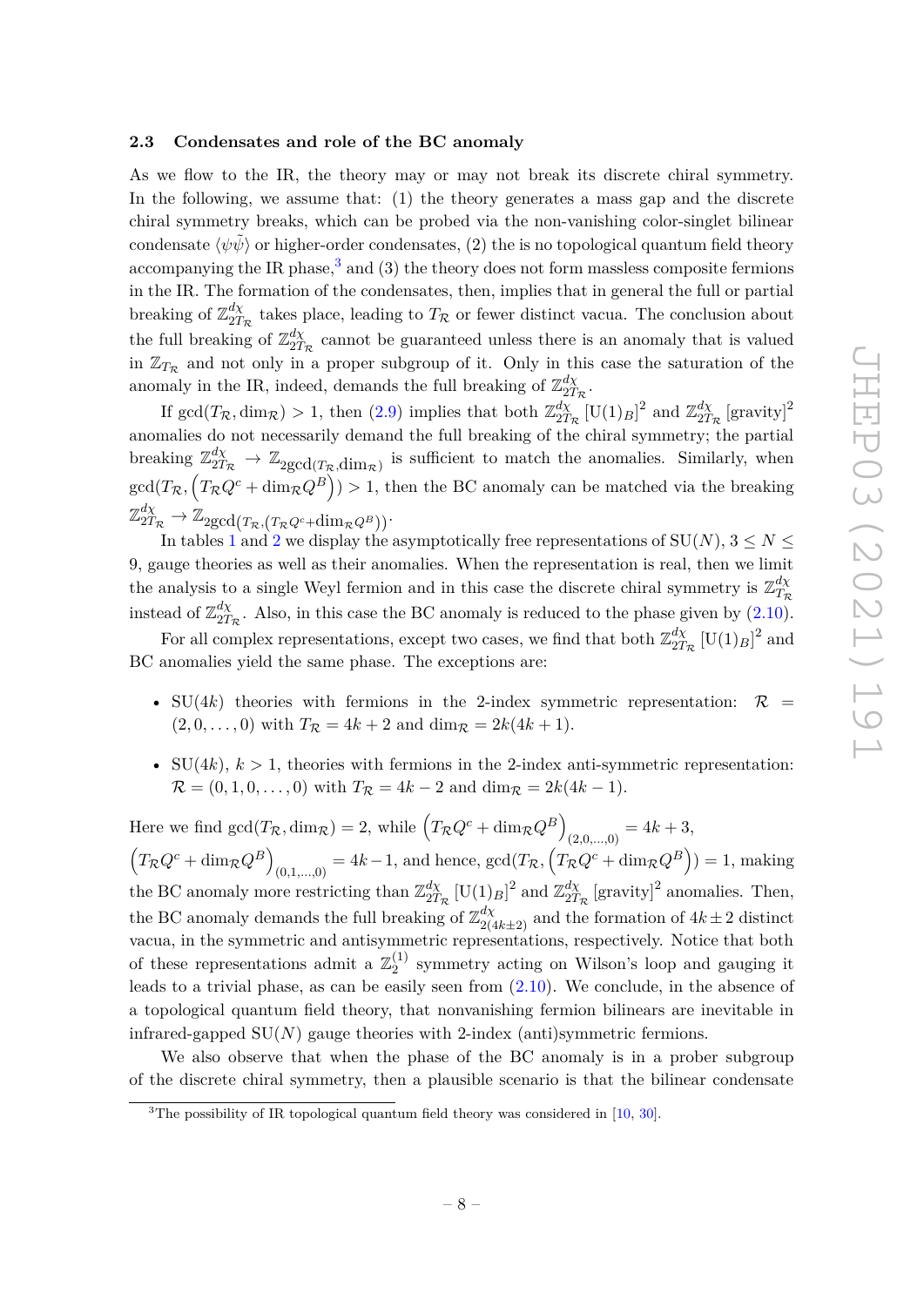### 2.3 Condensates and role of the BC anomaly

As we flow to the IR, the theory may or may not break its discrete chiral symmetry. In the following, we assume that: (1) the theory generates a mass gap and the discrete chiral symmetry breaks, which can be probed via the non-vanishing color-singlet bilinear condensate $\langle\psi\tilde{\psi}\rangle$ or higher-order condensates, (2) the is no topological quantum field theory accompanying the IR phase,[3] and (3) the theory does not form massless composite fermions in the IR. The formation of the condensates, then, implies that in general the full or partial breaking of $\mathbb{Z}^{d\chi}_{2T_\mathcal{R}}$ takes place, leading to $T_\mathcal{R}$ or fewer distinct vacua. The conclusion about the full breaking of $\mathbb{Z}^{d\chi}_{2T_\mathcal{R}}$ cannot be guaranteed unless there is an anomaly that is valued in $\mathbb{Z}_{T_\mathcal{R}}$ and not only in a proper subgroup of it. Only in this case the saturation of the anomaly in the IR, indeed, demands the full breaking of $\mathbb{Z}^{d\chi}_{2T_\mathcal{R}}$.

If $\gcd(T_\mathcal{R}, \dim_\mathcal{R}) > 1$, then (2.9) implies that both $\mathbb{Z}^{d\chi}_{2T_\mathcal{R}}\left[\mathrm{U}(1)_B\right]^2$ and $\mathbb{Z}^{d\chi}_{2T_\mathcal{R}}\left[\text{gravity}\right]^2$ anomalies do not necessarily demand the full breaking of the chiral symmetry; the partial breaking $\mathbb{Z}^{d\chi}_{2T_\mathcal{R}} \to \mathbb{Z}_{2\gcd(T_\mathcal{R},\dim_\mathcal{R})}$ is sufficient to match the anomalies. Similarly, when $\gcd(T_\mathcal{R}, \left(T_\mathcal{R}Q^c + \dim_\mathcal{R}Q^B\right)) > 1$, then the BC anomaly can be matched via the breaking $\mathbb{Z}^{d\chi}_{2T_\mathcal{R}} \to \mathbb{Z}_{2\gcd\left(T_\mathcal{R},\left(T_\mathcal{R}Q^c+\dim_\mathcal{R}Q^B\right)\right)}$.

In tables 1 and 2 we display the asymptotically free representations of $\mathrm{SU}(N)$, $3 \leq N \leq 9$, gauge theories as well as their anomalies. When the representation is real, then we limit the analysis to a single Weyl fermion and in this case the discrete chiral symmetry is $\mathbb{Z}^{d\chi}_{T_\mathcal{R}}$ instead of $\mathbb{Z}^{d\chi}_{2T_\mathcal{R}}$. Also, in this case the BC anomaly is reduced to the phase given by (2.10).

For all complex representations, except two cases, we find that both $\mathbb{Z}^{d\chi}_{2T_\mathcal{R}}\left[\mathrm{U}(1)_B\right]^2$ and BC anomalies yield the same phase. The exceptions are:

- $\mathrm{SU}(4k)$ theories with fermions in the 2-index symmetric representation: $\mathcal{R} = (2, 0, \ldots, 0)$ with $T_\mathcal{R} = 4k + 2$ and $\dim_\mathcal{R} = 2k(4k + 1)$.
- $\mathrm{SU}(4k)$, $k > 1$, theories with fermions in the 2-index anti-symmetric representation: $\mathcal{R} = (0, 1, 0, \ldots, 0)$ with $T_\mathcal{R} = 4k - 2$ and $\dim_\mathcal{R} = 2k(4k - 1)$.

Here we find $\gcd(T_\mathcal{R}, \dim_\mathcal{R}) = 2$, while $\left(T_\mathcal{R}Q^c + \dim_\mathcal{R}Q^B\right)_{(2,0,\ldots,0)} = 4k + 3$, $\left(T_\mathcal{R}Q^c + \dim_\mathcal{R}Q^B\right)_{(0,1,\ldots,0)} = 4k - 1$, and hence, $\gcd(T_\mathcal{R}, \left(T_\mathcal{R}Q^c + \dim_\mathcal{R}Q^B\right)) = 1$, making the BC anomaly more restricting than $\mathbb{Z}^{d\chi}_{2T_\mathcal{R}}\left[\mathrm{U}(1)_B\right]^2$ and $\mathbb{Z}^{d\chi}_{2T_\mathcal{R}}\left[\text{gravity}\right]^2$ anomalies. Then, the BC anomaly demands the full breaking of $\mathbb{Z}^{d\chi}_{2(4k\pm 2)}$ and the formation of $4k \pm 2$ distinct vacua, in the symmetric and antisymmetric representations, respectively. Notice that both of these representations admit a $\mathbb{Z}^{(1)}_2$ symmetry acting on Wilson's loop and gauging it leads to a trivial phase, as can be easily seen from (2.10). We conclude, in the absence of a topological quantum field theory, that nonvanishing fermion bilinears are inevitable in infrared-gapped $\mathrm{SU}(N)$ gauge theories with 2-index (anti)symmetric fermions.

We also observe that when the phase of the BC anomaly is in a prober subgroup of the discrete chiral symmetry, then a plausible scenario is that the bilinear condensate

[3] The possibility of IR topological quantum field theory was considered in [10, 30].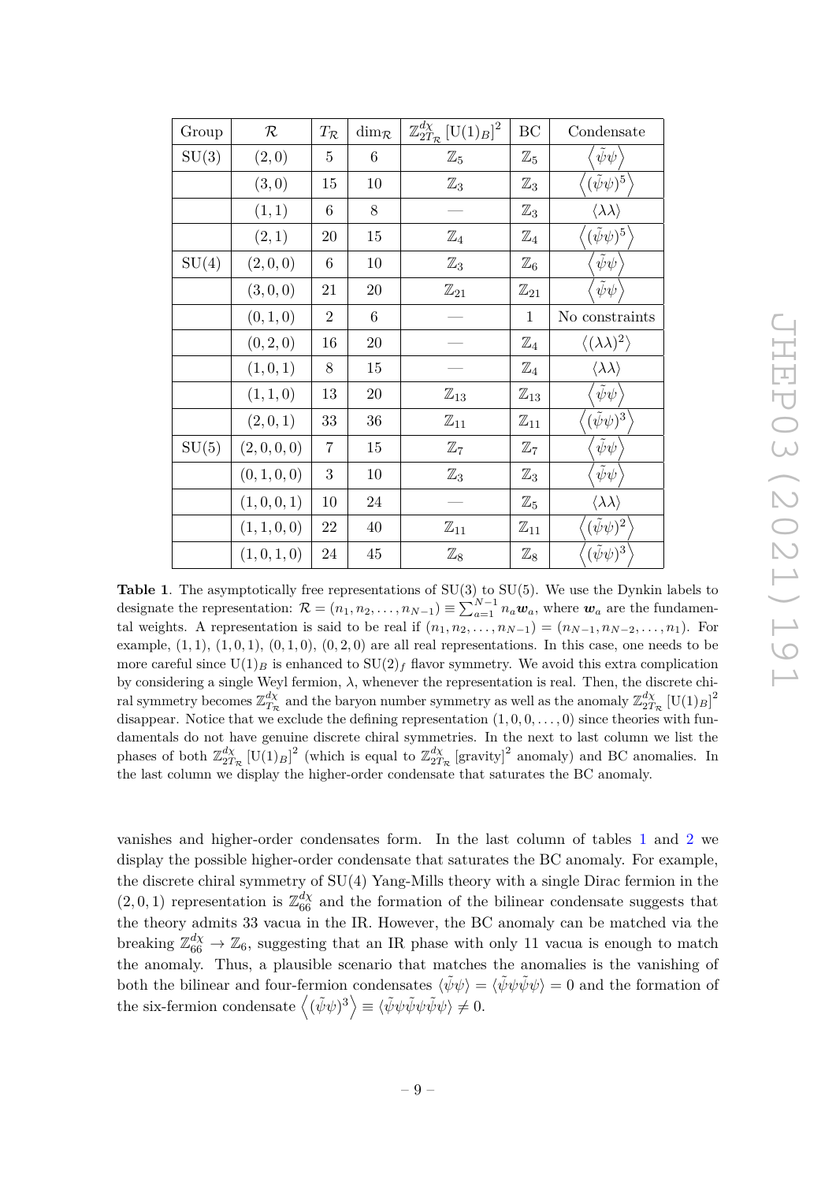| Group | $\mathcal{R}$ | $T_{\mathcal{R}}$ | $\dim_{\mathcal{R}}$ | $\mathbb{Z}^{d_\chi}_{2T_{\mathcal{R}}} \left[\mathrm{U}(1)_B\right]^2$ | BC | Condensate |
|---|---|---|---|---|---|---|
| SU(3) | $(2,0)$ | 5 | 6 | $\mathbb{Z}_5$ | $\mathbb{Z}_5$ | $\left\langle \tilde{\psi}\psi \right\rangle$ |
| | $(3,0)$ | 15 | 10 | $\mathbb{Z}_3$ | $\mathbb{Z}_3$ | $\left\langle (\tilde{\psi}\psi)^5 \right\rangle$ |
| | $(1,1)$ | 6 | 8 | — | $\mathbb{Z}_3$ | $\langle \lambda\lambda \rangle$ |
| | $(2,1)$ | 20 | 15 | $\mathbb{Z}_4$ | $\mathbb{Z}_4$ | $\left\langle (\tilde{\psi}\psi)^5 \right\rangle$ |
| SU(4) | $(2,0,0)$ | 6 | 10 | $\mathbb{Z}_3$ | $\mathbb{Z}_6$ | $\left\langle \tilde{\psi}\psi \right\rangle$ |
| | $(3,0,0)$ | 21 | 20 | $\mathbb{Z}_{21}$ | $\mathbb{Z}_{21}$ | $\left\langle \tilde{\psi}\psi \right\rangle$ |
| | $(0,1,0)$ | 2 | 6 | — | 1 | No constraints |
| | $(0,2,0)$ | 16 | 20 | — | $\mathbb{Z}_4$ | $\langle (\lambda\lambda)^2 \rangle$ |
| | $(1,0,1)$ | 8 | 15 | — | $\mathbb{Z}_4$ | $\langle \lambda\lambda \rangle$ |
| | $(1,1,0)$ | 13 | 20 | $\mathbb{Z}_{13}$ | $\mathbb{Z}_{13}$ | $\left\langle \tilde{\psi}\psi \right\rangle$ |
| | $(2,0,1)$ | 33 | 36 | $\mathbb{Z}_{11}$ | $\mathbb{Z}_{11}$ | $\left\langle (\tilde{\psi}\psi)^3 \right\rangle$ |
| SU(5) | $(2,0,0,0)$ | 7 | 15 | $\mathbb{Z}_7$ | $\mathbb{Z}_7$ | $\left\langle \tilde{\psi}\psi \right\rangle$ |
| | $(0,1,0,0)$ | 3 | 10 | $\mathbb{Z}_3$ | $\mathbb{Z}_3$ | $\left\langle \tilde{\psi}\psi \right\rangle$ |
| | $(1,0,0,1)$ | 10 | 24 | — | $\mathbb{Z}_5$ | $\langle \lambda\lambda \rangle$ |
| | $(1,1,0,0)$ | 22 | 40 | $\mathbb{Z}_{11}$ | $\mathbb{Z}_{11}$ | $\left\langle (\tilde{\psi}\psi)^2 \right\rangle$ |
| | $(1,0,1,0)$ | 24 | 45 | $\mathbb{Z}_8$ | $\mathbb{Z}_8$ | $\left\langle (\tilde{\psi}\psi)^3 \right\rangle$ |

**Table 1**. The asymptotically free representations of SU(3) to SU(5). We use the Dynkin labels to designate the representation: $\mathcal{R} = (n_1, n_2, \ldots, n_{N-1}) \equiv \sum_{a=1}^{N-1} n_a \boldsymbol{w}_a$, where $\boldsymbol{w}_a$ are the fundamental weights. A representation is said to be real if $(n_1, n_2, \ldots, n_{N-1}) = (n_{N-1}, n_{N-2}, \ldots, n_1)$. For example, $(1,1)$, $(1,0,1)$, $(0,1,0)$, $(0,2,0)$ are all real representations. In this case, one needs to be more careful since $\mathrm{U}(1)_B$ is enhanced to $\mathrm{SU}(2)_f$ flavor symmetry. We avoid this extra complication by considering a single Weyl fermion, $\lambda$, whenever the representation is real. Then, the discrete chiral symmetry becomes $\mathbb{Z}^{d_\chi}_{T_{\mathcal{R}}}$ and the baryon number symmetry as well as the anomaly $\mathbb{Z}^{d_\chi}_{2T_{\mathcal{R}}} \left[\mathrm{U}(1)_B\right]^2$ disappear. Notice that we exclude the defining representation $(1,0,0,\ldots,0)$ since theories with fundamentals do not have genuine discrete chiral symmetries. In the next to last column we list the phases of both $\mathbb{Z}^{d_\chi}_{2T_{\mathcal{R}}} \left[\mathrm{U}(1)_B\right]^2$ (which is equal to $\mathbb{Z}^{d_\chi}_{2T_{\mathcal{R}}} \left[\text{gravity}\right]^2$ anomaly) and BC anomalies. In the last column we display the higher-order condensate that saturates the BC anomaly.

vanishes and higher-order condensates form. In the last column of tables 1 and 2 we display the possible higher-order condensate that saturates the BC anomaly. For example, the discrete chiral symmetry of SU(4) Yang-Mills theory with a single Dirac fermion in the $(2,0,1)$ representation is $\mathbb{Z}^{d_\chi}_{66}$ and the formation of the bilinear condensate suggests that the theory admits 33 vacua in the IR. However, the BC anomaly can be matched via the breaking $\mathbb{Z}^{d_\chi}_{66} \to \mathbb{Z}_6$, suggesting that an IR phase with only 11 vacua is enough to match the anomaly. Thus, a plausible scenario that matches the anomalies is the vanishing of both the bilinear and four-fermion condensates $\langle \tilde{\psi}\psi \rangle = \langle \tilde{\psi}\psi\tilde{\psi}\psi \rangle = 0$ and the formation of the six-fermion condensate $\left\langle (\tilde{\psi}\psi)^3 \right\rangle \equiv \langle \tilde{\psi}\psi\tilde{\psi}\psi\tilde{\psi}\psi \rangle \neq 0$.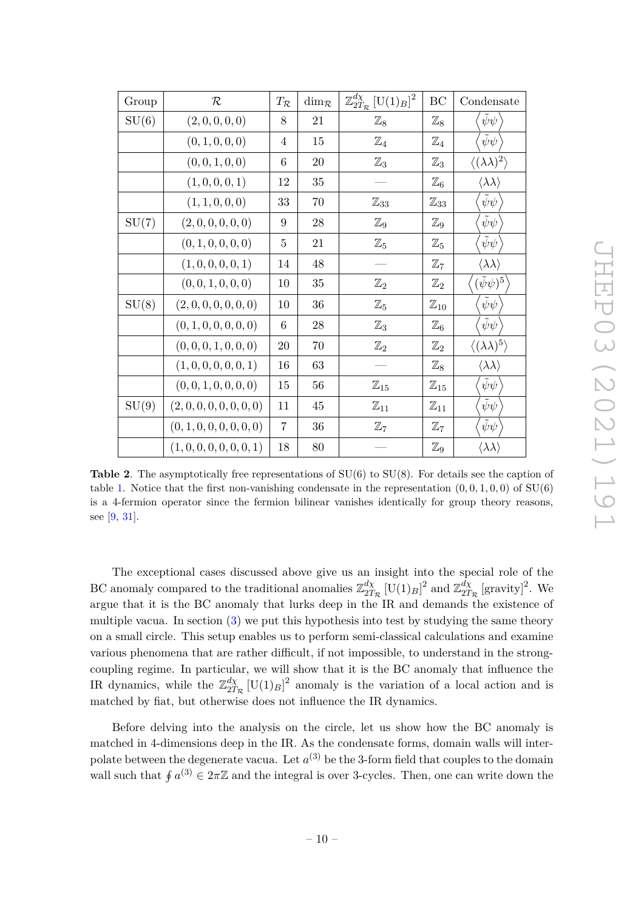| Group | $\mathcal{R}$ | $T_\mathcal{R}$ | $\dim_\mathcal{R}$ | $\mathbb{Z}^{d_\chi}_{2T_\mathcal{R}}\left[\mathrm{U}(1)_B\right]^2$ | BC | Condensate |
|---|---|---|---|---|---|---|
| SU(6) | $(2,0,0,0,0)$ | 8 | 21 | $\mathbb{Z}_8$ | $\mathbb{Z}_8$ | $\left\langle\tilde{\psi}\psi\right\rangle$ |
| | $(0,1,0,0,0)$ | 4 | 15 | $\mathbb{Z}_4$ | $\mathbb{Z}_4$ | $\left\langle\tilde{\psi}\psi\right\rangle$ |
| | $(0,0,1,0,0)$ | 6 | 20 | $\mathbb{Z}_3$ | $\mathbb{Z}_3$ | $\langle(\lambda\lambda)^2\rangle$ |
| | $(1,0,0,0,1)$ | 12 | 35 | — | $\mathbb{Z}_6$ | $\langle\lambda\lambda\rangle$ |
| | $(1,1,0,0,0)$ | 33 | 70 | $\mathbb{Z}_{33}$ | $\mathbb{Z}_{33}$ | $\left\langle\tilde{\psi}\psi\right\rangle$ |
| SU(7) | $(2,0,0,0,0,0)$ | 9 | 28 | $\mathbb{Z}_9$ | $\mathbb{Z}_9$ | $\left\langle\tilde{\psi}\psi\right\rangle$ |
| | $(0,1,0,0,0,0)$ | 5 | 21 | $\mathbb{Z}_5$ | $\mathbb{Z}_5$ | $\left\langle\tilde{\psi}\psi\right\rangle$ |
| | $(1,0,0,0,0,1)$ | 14 | 48 | — | $\mathbb{Z}_7$ | $\langle\lambda\lambda\rangle$ |
| | $(0,0,1,0,0,0)$ | 10 | 35 | $\mathbb{Z}_2$ | $\mathbb{Z}_2$ | $\left\langle(\tilde{\psi}\psi)^5\right\rangle$ |
| SU(8) | $(2,0,0,0,0,0,0)$ | 10 | 36 | $\mathbb{Z}_5$ | $\mathbb{Z}_{10}$ | $\left\langle\tilde{\psi}\psi\right\rangle$ |
| | $(0,1,0,0,0,0,0)$ | 6 | 28 | $\mathbb{Z}_3$ | $\mathbb{Z}_6$ | $\left\langle\tilde{\psi}\psi\right\rangle$ |
| | $(0,0,0,1,0,0,0)$ | 20 | 70 | $\mathbb{Z}_2$ | $\mathbb{Z}_2$ | $\langle(\lambda\lambda)^5\rangle$ |
| | $(1,0,0,0,0,0,1)$ | 16 | 63 | — | $\mathbb{Z}_8$ | $\langle\lambda\lambda\rangle$ |
| | $(0,0,1,0,0,0,0)$ | 15 | 56 | $\mathbb{Z}_{15}$ | $\mathbb{Z}_{15}$ | $\left\langle\tilde{\psi}\psi\right\rangle$ |
| SU(9) | $(2,0,0,0,0,0,0,0)$ | 11 | 45 | $\mathbb{Z}_{11}$ | $\mathbb{Z}_{11}$ | $\left\langle\tilde{\psi}\psi\right\rangle$ |
| | $(0,1,0,0,0,0,0,0)$ | 7 | 36 | $\mathbb{Z}_7$ | $\mathbb{Z}_7$ | $\left\langle\tilde{\psi}\psi\right\rangle$ |
| | $(1,0,0,0,0,0,0,1)$ | 18 | 80 | — | $\mathbb{Z}_9$ | $\langle\lambda\lambda\rangle$ |

**Table 2**. The asymptotically free representations of SU(6) to SU(8). For details see the caption of table 1. Notice that the first non-vanishing condensate in the representation $(0,0,1,0,0)$ of SU(6) is a 4-fermion operator since the fermion bilinear vanishes identically for group theory reasons, see [9, 31].

The exceptional cases discussed above give us an insight into the special role of the BC anomaly compared to the traditional anomalies $\mathbb{Z}^{d_\chi}_{2T_\mathcal{R}}\left[\mathrm{U}(1)_B\right]^2$ and $\mathbb{Z}^{d_\chi}_{2T_\mathcal{R}}\left[\text{gravity}\right]^2$. We argue that it is the BC anomaly that lurks deep in the IR and demands the existence of multiple vacua. In section (3) we put this hypothesis into test by studying the same theory on a small circle. This setup enables us to perform semi-classical calculations and examine various phenomena that are rather difficult, if not impossible, to understand in the strong-coupling regime. In particular, we will show that it is the BC anomaly that influence the IR dynamics, while the $\mathbb{Z}^{d_\chi}_{2T_\mathcal{R}}\left[\mathrm{U}(1)_B\right]^2$ anomaly is the variation of a local action and is matched by fiat, but otherwise does not influence the IR dynamics.

Before delving into the analysis on the circle, let us show how the BC anomaly is matched in 4-dimensions deep in the IR. As the condensate forms, domain walls will interpolate between the degenerate vacua. Let $a^{(3)}$ be the 3-form field that couples to the domain wall such that $\oint a^{(3)} \in 2\pi\mathbb{Z}$ and the integral is over 3-cycles. Then, one can write down the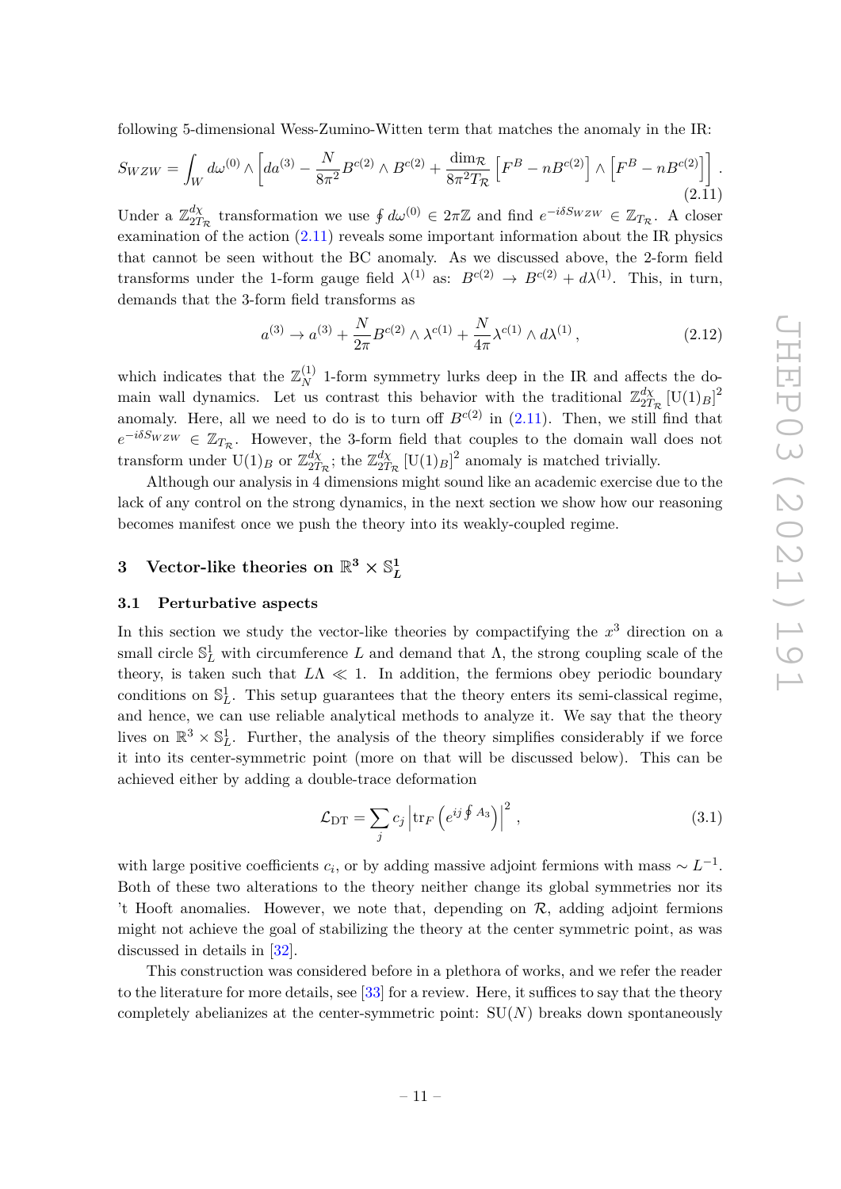following 5-dimensional Wess-Zumino-Witten term that matches the anomaly in the IR:

$$S_{WZW} = \int_W d\omega^{(0)} \wedge \left[ da^{(3)} - \frac{N}{8\pi^2} B^{c(2)} \wedge B^{c(2)} + \frac{\dim_{\mathcal{R}}}{8\pi^2 T_{\mathcal{R}}} \left[ F^B - n B^{c(2)} \right] \wedge \left[ F^B - n B^{c(2)} \right] \right]. \tag{2.11}$$

Under a $\mathbb{Z}^{d_\chi}_{2T_{\mathcal{R}}}$ transformation we use $\oint d\omega^{(0)} \in 2\pi\mathbb{Z}$ and find $e^{-i\delta S_{WZW}} \in \mathbb{Z}_{T_{\mathcal{R}}}$. A closer examination of the action (2.11) reveals some important information about the IR physics that cannot be seen without the BC anomaly. As we discussed above, the 2-form field transforms under the 1-form gauge field $\lambda^{(1)}$ as: $B^{c(2)} \to B^{c(2)} + d\lambda^{(1)}$. This, in turn, demands that the 3-form field transforms as

$$a^{(3)} \to a^{(3)} + \frac{N}{2\pi} B^{c(2)} \wedge \lambda^{c(1)} + \frac{N}{4\pi} \lambda^{c(1)} \wedge d\lambda^{(1)}, \tag{2.12}$$

which indicates that the $\mathbb{Z}^{(1)}_N$ 1-form symmetry lurks deep in the IR and affects the domain wall dynamics. Let us contrast this behavior with the traditional $\mathbb{Z}^{d_\chi}_{2T_{\mathcal{R}}} \left[\mathrm{U}(1)_B\right]^2$ anomaly. Here, all we need to do is to turn off $B^{c(2)}$ in (2.11). Then, we still find that $e^{-i\delta S_{WZW}} \in \mathbb{Z}_{T_{\mathcal{R}}}$. However, the 3-form field that couples to the domain wall does not transform under $\mathrm{U}(1)_B$ or $\mathbb{Z}^{d_\chi}_{2T_{\mathcal{R}}}$; the $\mathbb{Z}^{d_\chi}_{2T_{\mathcal{R}}} \left[\mathrm{U}(1)_B\right]^2$ anomaly is matched trivially.

Although our analysis in 4 dimensions might sound like an academic exercise due to the lack of any control on the strong dynamics, in the next section we show how our reasoning becomes manifest once we push the theory into its weakly-coupled regime.

# 3 Vector-like theories on $\mathbb{R}^3 \times \mathbb{S}^1_L$

## 3.1 Perturbative aspects

In this section we study the vector-like theories by compactifying the $x^3$ direction on a small circle $\mathbb{S}^1_L$ with circumference $L$ and demand that $\Lambda$, the strong coupling scale of the theory, is taken such that $L\Lambda \ll 1$. In addition, the fermions obey periodic boundary conditions on $\mathbb{S}^1_L$. This setup guarantees that the theory enters its semi-classical regime, and hence, we can use reliable analytical methods to analyze it. We say that the theory lives on $\mathbb{R}^3 \times \mathbb{S}^1_L$. Further, the analysis of the theory simplifies considerably if we force it into its center-symmetric point (more on that will be discussed below). This can be achieved either by adding a double-trace deformation

$$\mathcal{L}_{\text{DT}} = \sum_j c_j \left| \mathrm{tr}_F \left( e^{ij \oint A_3} \right) \right|^2, \tag{3.1}$$

with large positive coefficients $c_i$, or by adding massive adjoint fermions with mass $\sim L^{-1}$. Both of these two alterations to the theory neither change its global symmetries nor its 't Hooft anomalies. However, we note that, depending on $\mathcal{R}$, adding adjoint fermions might not achieve the goal of stabilizing the theory at the center symmetric point, as was discussed in details in [32].

This construction was considered before in a plethora of works, and we refer the reader to the literature for more details, see [33] for a review. Here, it suffices to say that the theory completely abelianizes at the center-symmetric point: $\mathrm{SU}(N)$ breaks down spontaneously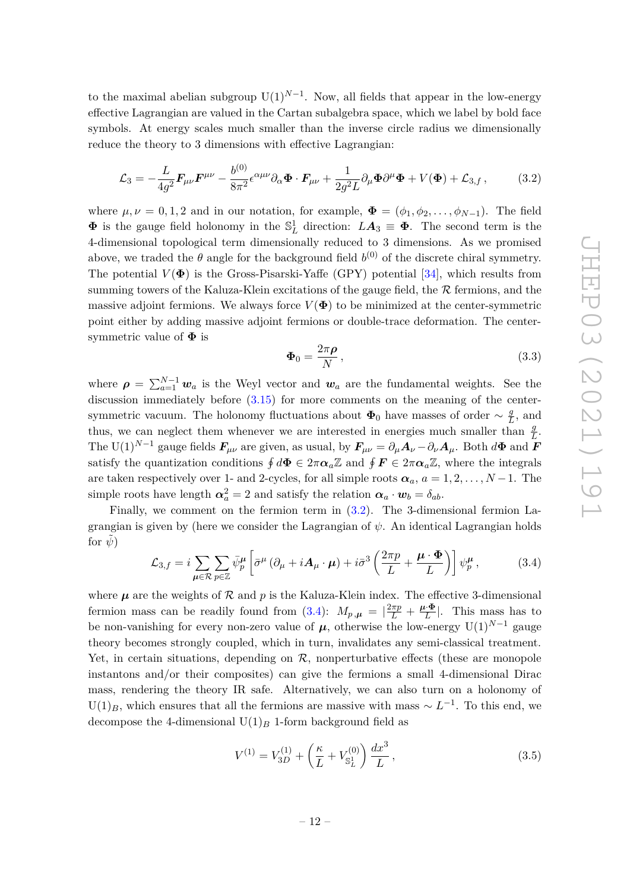to the maximal abelian subgroup $\mathrm{U}(1)^{N-1}$. Now, all fields that appear in the low-energy effective Lagrangian are valued in the Cartan subalgebra space, which we label by bold face symbols. At energy scales much smaller than the inverse circle radius we dimensionally reduce the theory to 3 dimensions with effective Lagrangian:

$$\mathcal{L}_3 = -\frac{L}{4g^2}\boldsymbol{F}_{\mu\nu}\boldsymbol{F}^{\mu\nu} - \frac{b^{(0)}}{8\pi^2}\epsilon^{\alpha\mu\nu}\partial_\alpha\boldsymbol{\Phi}\cdot\boldsymbol{F}_{\mu\nu} + \frac{1}{2g^2L}\partial_\mu\boldsymbol{\Phi}\partial^\mu\boldsymbol{\Phi} + V(\boldsymbol{\Phi}) + \mathcal{L}_{3,f}\,, \tag{3.2}$$

where $\mu,\nu = 0,1,2$ and in our notation, for example, $\boldsymbol{\Phi} = (\phi_1,\phi_2,\ldots,\phi_{N-1})$. The field $\boldsymbol{\Phi}$ is the gauge field holonomy in the $\mathbb{S}^1_L$ direction: $L\boldsymbol{A}_3 \equiv \boldsymbol{\Phi}$. The second term is the 4-dimensional topological term dimensionally reduced to 3 dimensions. As we promised above, we traded the $\theta$ angle for the background field $b^{(0)}$ of the discrete chiral symmetry. The potential $V(\boldsymbol{\Phi})$ is the Gross-Pisarski-Yaffe (GPY) potential [34], which results from summing towers of the Kaluza-Klein excitations of the gauge field, the $\mathcal{R}$ fermions, and the massive adjoint fermions. We always force $V(\boldsymbol{\Phi})$ to be minimized at the center-symmetric point either by adding massive adjoint fermions or double-trace deformation. The center-symmetric value of $\boldsymbol{\Phi}$ is

$$\boldsymbol{\Phi}_0 = \frac{2\pi\boldsymbol{\rho}}{N}\,, \tag{3.3}$$

where $\boldsymbol{\rho} = \sum_{a=1}^{N-1}\boldsymbol{w}_a$ is the Weyl vector and $\boldsymbol{w}_a$ are the fundamental weights. See the discussion immediately before (3.15) for more comments on the meaning of the center-symmetric vacuum. The holonomy fluctuations about $\boldsymbol{\Phi}_0$ have masses of order $\sim \frac{g}{L}$, and thus, we can neglect them whenever we are interested in energies much smaller than $\frac{g}{L}$. The $\mathrm{U}(1)^{N-1}$ gauge fields $\boldsymbol{F}_{\mu\nu}$ are given, as usual, by $\boldsymbol{F}_{\mu\nu} = \partial_\mu\boldsymbol{A}_\nu - \partial_\nu\boldsymbol{A}_\mu$. Both $d\boldsymbol{\Phi}$ and $\boldsymbol{F}$ satisfy the quantization conditions $\oint d\boldsymbol{\Phi} \in 2\pi\boldsymbol{\alpha}_a\mathbb{Z}$ and $\oint \boldsymbol{F} \in 2\pi\boldsymbol{\alpha}_a\mathbb{Z}$, where the integrals are taken respectively over 1- and 2-cycles, for all simple roots $\boldsymbol{\alpha}_a$, $a = 1,2,\ldots,N-1$. The simple roots have length $\boldsymbol{\alpha}_a^2 = 2$ and satisfy the relation $\boldsymbol{\alpha}_a\cdot\boldsymbol{w}_b = \delta_{ab}$.

Finally, we comment on the fermion term in (3.2). The 3-dimensional fermion Lagrangian is given by (here we consider the Lagrangian of $\psi$. An identical Lagrangian holds for $\tilde{\psi}$)

$$\mathcal{L}_{3,f} = i\sum_{\boldsymbol{\mu}\in\mathcal{R}}\sum_{p\in\mathbb{Z}}\bar{\psi}^{\boldsymbol{\mu}}_p\left[\bar{\sigma}^\mu\left(\partial_\mu + i\boldsymbol{A}_\mu\cdot\boldsymbol{\mu}\right) + i\bar{\sigma}^3\left(\frac{2\pi p}{L} + \frac{\boldsymbol{\mu}\cdot\boldsymbol{\Phi}}{L}\right)\right]\psi^{\boldsymbol{\mu}}_p\,, \tag{3.4}$$

where $\boldsymbol{\mu}$ are the weights of $\mathcal{R}$ and $p$ is the Kaluza-Klein index. The effective 3-dimensional fermion mass can be readily found from (3.4): $M_{p,\boldsymbol{\mu}} = |\frac{2\pi p}{L} + \frac{\boldsymbol{\mu}\cdot\boldsymbol{\Phi}}{L}|$. This mass has to be non-vanishing for every non-zero value of $\boldsymbol{\mu}$, otherwise the low-energy $\mathrm{U}(1)^{N-1}$ gauge theory becomes strongly coupled, which in turn, invalidates any semi-classical treatment. Yet, in certain situations, depending on $\mathcal{R}$, nonperturbative effects (these are monopole instantons and/or their composites) can give the fermions a small 4-dimensional Dirac mass, rendering the theory IR safe. Alternatively, we can also turn on a holonomy of $\mathrm{U}(1)_B$, which ensures that all the fermions are massive with mass $\sim L^{-1}$. To this end, we decompose the 4-dimensional $\mathrm{U}(1)_B$ 1-form background field as

$$V^{(1)} = V^{(1)}_{3D} + \left(\frac{\kappa}{L} + V^{(0)}_{\mathbb{S}^1_L}\right)\frac{dx^3}{L}\,, \tag{3.5}$$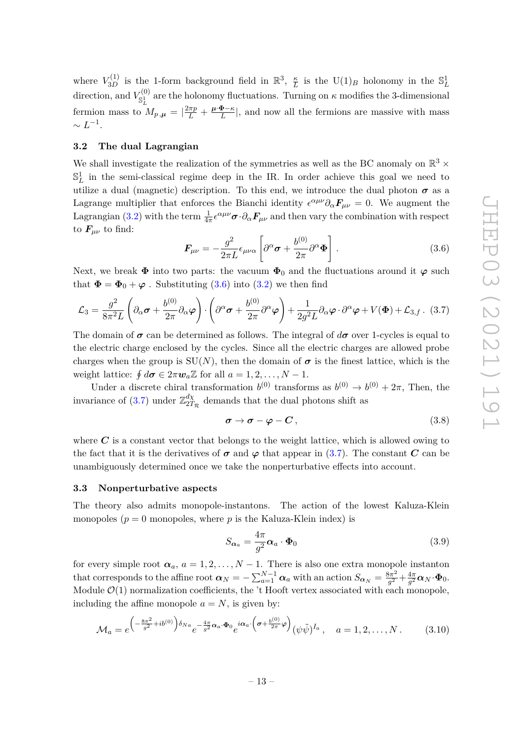where $V_{3D}^{(1)}$ is the 1-form background field in $\mathbb{R}^3$, $\frac{\kappa}{L}$ is the U(1)$_B$ holonomy in the $\mathbb{S}^1_L$ direction, and $V^{(0)}_{\mathbb{S}^1_L}$ are the holonomy fluctuations. Turning on $\kappa$ modifies the 3-dimensional fermion mass to $M_{p,\boldsymbol{\mu}} = |\frac{2\pi p}{L} + \frac{\boldsymbol{\mu}\cdot\boldsymbol{\Phi}-\kappa}{L}|$, and now all the fermions are massive with mass $\sim L^{-1}$.

### 3.2 The dual Lagrangian

We shall investigate the realization of the symmetries as well as the BC anomaly on $\mathbb{R}^3 \times \mathbb{S}^1_L$ in the semi-classical regime deep in the IR. In order achieve this goal we need to utilize a dual (magnetic) description. To this end, we introduce the dual photon $\boldsymbol{\sigma}$ as a Lagrange multiplier that enforces the Bianchi identity $\epsilon^{\alpha\mu\nu}\partial_\alpha \boldsymbol{F}_{\mu\nu} = 0$. We augment the Lagrangian (3.2) with the term $\frac{1}{4\pi}\epsilon^{\alpha\mu\nu}\boldsymbol{\sigma}\cdot\partial_\alpha \boldsymbol{F}_{\mu\nu}$ and then vary the combination with respect to $\boldsymbol{F}_{\mu\nu}$ to find:

$$\boldsymbol{F}_{\mu\nu} = -\frac{g^2}{2\pi L}\epsilon_{\mu\nu\alpha}\left[\partial^\alpha \boldsymbol{\sigma} + \frac{b^{(0)}}{2\pi}\partial^\alpha \boldsymbol{\Phi}\right]. \tag{3.6}$$

Next, we break $\boldsymbol{\Phi}$ into two parts: the vacuum $\boldsymbol{\Phi}_0$ and the fluctuations around it $\boldsymbol{\varphi}$ such that $\boldsymbol{\Phi} = \boldsymbol{\Phi}_0 + \boldsymbol{\varphi}$ . Substituting (3.6) into (3.2) we then find

$$\mathcal{L}_3 = \frac{g^2}{8\pi^2 L}\left(\partial_\alpha \boldsymbol{\sigma} + \frac{b^{(0)}}{2\pi}\partial_\alpha \boldsymbol{\varphi}\right)\cdot\left(\partial^\alpha \boldsymbol{\sigma} + \frac{b^{(0)}}{2\pi}\partial^\alpha \boldsymbol{\varphi}\right) + \frac{1}{2g^2 L}\partial_\alpha \boldsymbol{\varphi}\cdot\partial^\alpha \boldsymbol{\varphi} + V(\boldsymbol{\Phi}) + \mathcal{L}_{3,f}\,. \tag{3.7}$$

The domain of $\boldsymbol{\sigma}$ can be determined as follows. The integral of $d\boldsymbol{\sigma}$ over 1-cycles is equal to the electric charge enclosed by the cycles. Since all the electric charges are allowed probe charges when the group is SU($N$), then the domain of $\boldsymbol{\sigma}$ is the finest lattice, which is the weight lattice: $\oint d\boldsymbol{\sigma} \in 2\pi \boldsymbol{w}_a \mathbb{Z}$ for all $a = 1, 2, \ldots, N-1$.

Under a discrete chiral transformation $b^{(0)}$ transforms as $b^{(0)} \to b^{(0)} + 2\pi$, Then, the invariance of (3.7) under $\mathbb{Z}^{d_\chi}_{2T_\mathcal{R}}$ demands that the dual photons shift as

$$\boldsymbol{\sigma} \to \boldsymbol{\sigma} - \boldsymbol{\varphi} - \boldsymbol{C}\,, \tag{3.8}$$

where $\boldsymbol{C}$ is a constant vector that belongs to the weight lattice, which is allowed owing to the fact that it is the derivatives of $\boldsymbol{\sigma}$ and $\boldsymbol{\varphi}$ that appear in (3.7). The constant $\boldsymbol{C}$ can be unambiguously determined once we take the nonperturbative effects into account.

### 3.3 Nonperturbative aspects

The theory also admits monopole-instantons. The action of the lowest Kaluza-Klein monopoles ($p = 0$ monopoles, where $p$ is the Kaluza-Klein index) is

$$S_{\boldsymbol{\alpha}_a} = \frac{4\pi}{g^2}\boldsymbol{\alpha}_a \cdot \boldsymbol{\Phi}_0 \tag{3.9}$$

for every simple root $\boldsymbol{\alpha}_a$, $a = 1, 2, \ldots, N-1$. There is also one extra monopole instanton that corresponds to the affine root $\boldsymbol{\alpha}_N = -\sum_{a=1}^{N-1}\boldsymbol{\alpha}_a$ with an action $S_{\boldsymbol{\alpha}_N} = \frac{8\pi^2}{g^2} + \frac{4\pi}{g^2}\boldsymbol{\alpha}_N\cdot\boldsymbol{\Phi}_0$. Module $\mathcal{O}(1)$ normalization coefficients, the 't Hooft vertex associated with each monopole, including the affine monopole $a = N$, is given by:

$$\mathcal{M}_a = e^{\left(-\frac{8\pi^2}{g^2} + i b^{(0)}\right)\delta_{Na}} e^{-\frac{4\pi}{g^2}\boldsymbol{\alpha}_a\cdot\boldsymbol{\Phi}_0} e^{i\boldsymbol{\alpha}_a\cdot\left(\boldsymbol{\sigma} + \frac{b^{(0)}}{2\pi}\boldsymbol{\varphi}\right)} (\psi\tilde{\psi})^{I_a}\,, \quad a = 1, 2, \ldots, N\,. \tag{3.10}$$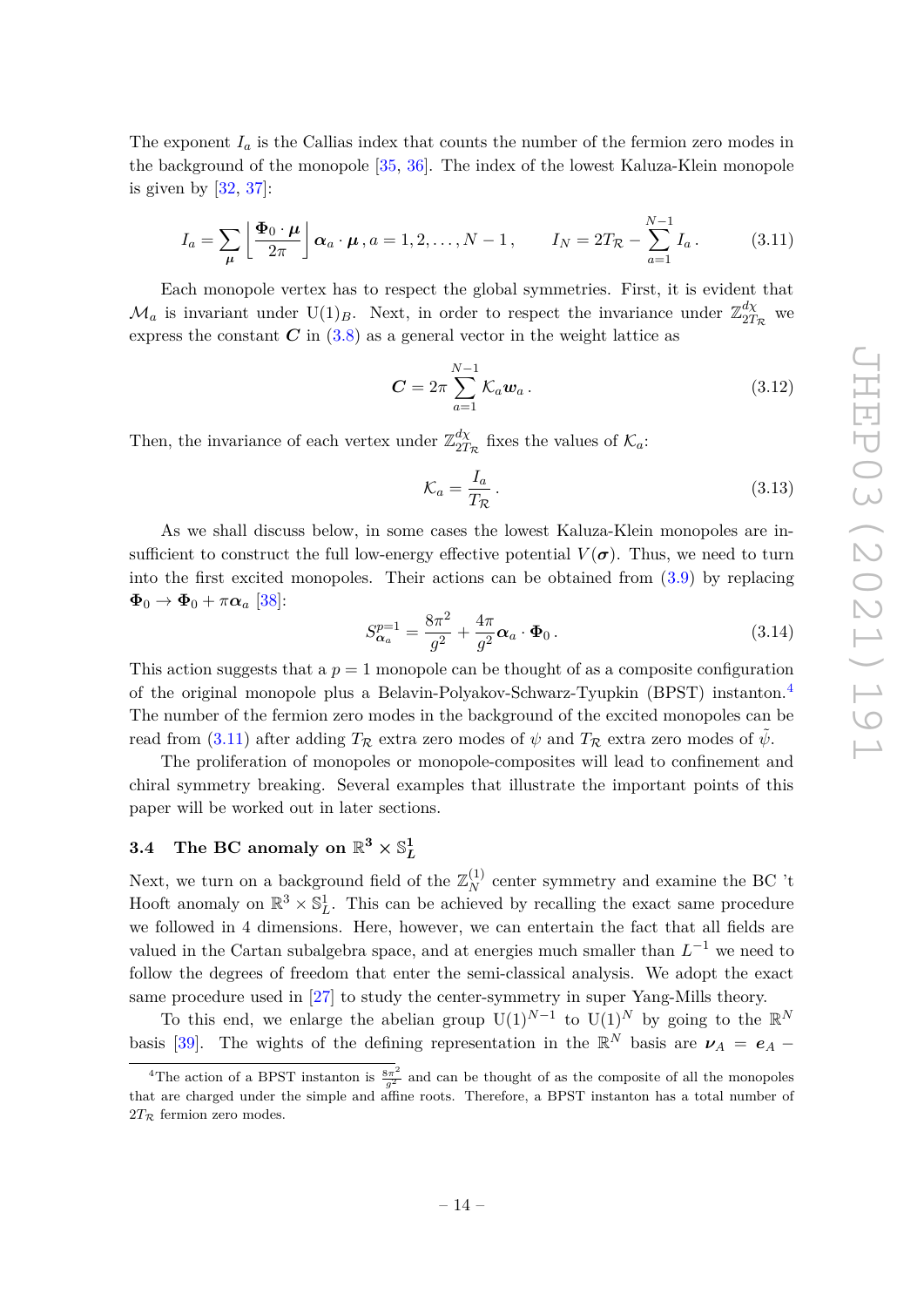The exponent $I_a$ is the Callias index that counts the number of the fermion zero modes in the background of the monopole [35, 36]. The index of the lowest Kaluza-Klein monopole is given by [32, 37]:

$$I_a = \sum_{\boldsymbol{\mu}} \left\lfloor \frac{\boldsymbol{\Phi}_0 \cdot \boldsymbol{\mu}}{2\pi} \right\rfloor \boldsymbol{\alpha}_a \cdot \boldsymbol{\mu} \,, a = 1, 2, \ldots, N-1 \,, \qquad I_N = 2T_{\mathcal{R}} - \sum_{a=1}^{N-1} I_a \,. \tag{3.11}$$

Each monopole vertex has to respect the global symmetries. First, it is evident that $\mathcal{M}_a$ is invariant under $\mathrm{U}(1)_B$. Next, in order to respect the invariance under $\mathbb{Z}_{2T_{\mathcal{R}}}^{d\chi}$ we express the constant $\boldsymbol{C}$ in (3.8) as a general vector in the weight lattice as

$$\boldsymbol{C} = 2\pi \sum_{a=1}^{N-1} \mathcal{K}_a \boldsymbol{w}_a \,. \tag{3.12}$$

Then, the invariance of each vertex under $\mathbb{Z}_{2T_{\mathcal{R}}}^{d\chi}$ fixes the values of $\mathcal{K}_a$:

$$\mathcal{K}_a = \frac{I_a}{T_{\mathcal{R}}} \,. \tag{3.13}$$

As we shall discuss below, in some cases the lowest Kaluza-Klein monopoles are insufficient to construct the full low-energy effective potential $V(\boldsymbol{\sigma})$. Thus, we need to turn into the first excited monopoles. Their actions can be obtained from (3.9) by replacing $\boldsymbol{\Phi}_0 \to \boldsymbol{\Phi}_0 + \pi\boldsymbol{\alpha}_a$ [38]:

$$S_{\boldsymbol{\alpha}_a}^{p=1} = \frac{8\pi^2}{g^2} + \frac{4\pi}{g^2} \boldsymbol{\alpha}_a \cdot \boldsymbol{\Phi}_0 \,. \tag{3.14}$$

This action suggests that a $p = 1$ monopole can be thought of as a composite configuration of the original monopole plus a Belavin-Polyakov-Schwarz-Tyupkin (BPST) instanton.[4] The number of the fermion zero modes in the background of the excited monopoles can be read from (3.11) after adding $T_{\mathcal{R}}$ extra zero modes of $\psi$ and $T_{\mathcal{R}}$ extra zero modes of $\tilde{\psi}$.

The proliferation of monopoles or monopole-composites will lead to confinement and chiral symmetry breaking. Several examples that illustrate the important points of this paper will be worked out in later sections.

### 3.4 The BC anomaly on $\mathbb{R}^3 \times \mathbb{S}^1_L$

Next, we turn on a background field of the $\mathbb{Z}_N^{(1)}$ center symmetry and examine the BC 't Hooft anomaly on $\mathbb{R}^3 \times \mathbb{S}^1_L$. This can be achieved by recalling the exact same procedure we followed in 4 dimensions. Here, however, we can entertain the fact that all fields are valued in the Cartan subalgebra space, and at energies much smaller than $L^{-1}$ we need to follow the degrees of freedom that enter the semi-classical analysis. We adopt the exact same procedure used in [27] to study the center-symmetry in super Yang-Mills theory.

To this end, we enlarge the abelian group $\mathrm{U}(1)^{N-1}$ to $\mathrm{U}(1)^N$ by going to the $\mathbb{R}^N$ basis [39]. The wights of the defining representation in the $\mathbb{R}^N$ basis are $\boldsymbol{\nu}_A = \boldsymbol{e}_A -$

[4]The action of a BPST instanton is $\frac{8\pi^2}{g^2}$ and can be thought of as the composite of all the monopoles that are charged under the simple and affine roots. Therefore, a BPST instanton has a total number of $2T_{\mathcal{R}}$ fermion zero modes.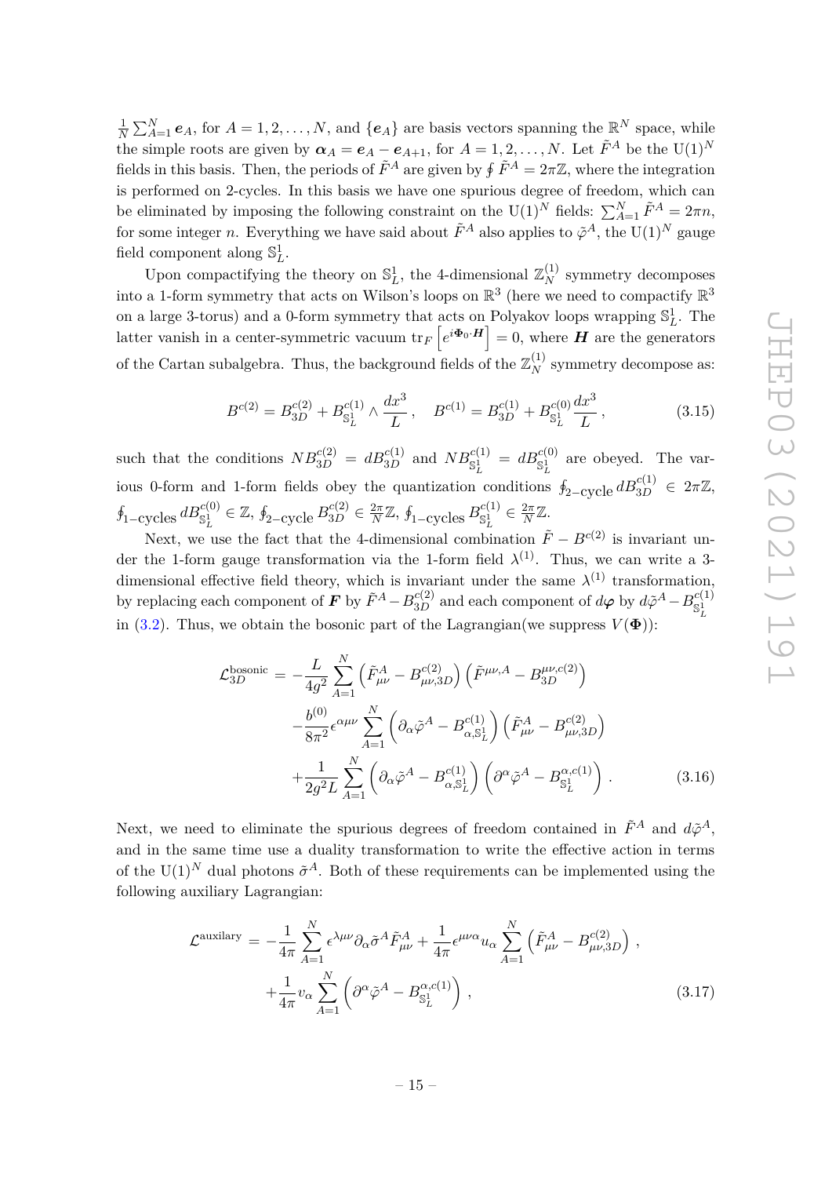$\frac{1}{N}\sum_{A=1}^{N}\boldsymbol{e}_A$, for $A=1,2,\ldots,N$, and $\{\boldsymbol{e}_A\}$ are basis vectors spanning the $\mathbb{R}^N$ space, while the simple roots are given by $\boldsymbol{\alpha}_A = \boldsymbol{e}_A - \boldsymbol{e}_{A+1}$, for $A=1,2,\ldots,N$. Let $\tilde{F}^A$ be the $\mathrm{U}(1)^N$ fields in this basis. Then, the periods of $\tilde{F}^A$ are given by $\oint \tilde{F}^A = 2\pi\mathbb{Z}$, where the integration is performed on 2-cycles. In this basis we have one spurious degree of freedom, which can be eliminated by imposing the following constraint on the $\mathrm{U}(1)^N$ fields: $\sum_{A=1}^{N}\tilde{F}^A = 2\pi n$, for some integer $n$. Everything we have said about $\tilde{F}^A$ also applies to $\tilde{\varphi}^A$, the $\mathrm{U}(1)^N$ gauge field component along $\mathbb{S}^1_L$.

Upon compactifying the theory on $\mathbb{S}^1_L$, the 4-dimensional $\mathbb{Z}_N^{(1)}$ symmetry decomposes into a 1-form symmetry that acts on Wilson's loops on $\mathbb{R}^3$ (here we need to compactify $\mathbb{R}^3$ on a large 3-torus) and a 0-form symmetry that acts on Polyakov loops wrapping $\mathbb{S}^1_L$. The latter vanish in a center-symmetric vacuum $\mathrm{tr}_F\left[e^{i\boldsymbol{\Phi}_0\cdot\boldsymbol{H}}\right]=0$, where $\boldsymbol{H}$ are the generators of the Cartan subalgebra. Thus, the background fields of the $\mathbb{Z}_N^{(1)}$ symmetry decompose as:

$$B^{c(2)} = B^{c(2)}_{3D} + B^{c(1)}_{\mathbb{S}^1_L}\wedge\frac{dx^3}{L}\,,\quad B^{c(1)} = B^{c(1)}_{3D} + B^{c(0)}_{\mathbb{S}^1_L}\frac{dx^3}{L}\,, \tag{3.15}$$

such that the conditions $NB^{c(2)}_{3D} = dB^{c(1)}_{3D}$ and $NB^{c(1)}_{\mathbb{S}^1_L} = dB^{c(0)}_{\mathbb{S}^1_L}$ are obeyed. The various 0-form and 1-form fields obey the quantization conditions $\oint_{2-\text{cycle}} dB^{c(1)}_{3D}\in 2\pi\mathbb{Z}$, $\oint_{1-\text{cycles}} dB^{c(0)}_{\mathbb{S}^1_L}\in\mathbb{Z}$, $\oint_{2-\text{cycle}} B^{c(2)}_{3D}\in\frac{2\pi}{N}\mathbb{Z}$, $\oint_{1-\text{cycles}} B^{c(1)}_{\mathbb{S}^1_L}\in\frac{2\pi}{N}\mathbb{Z}$.

Next, we use the fact that the 4-dimensional combination $\tilde{F}-B^{c(2)}$ is invariant under the 1-form gauge transformation via the 1-form field $\lambda^{(1)}$. Thus, we can write a 3-dimensional effective field theory, which is invariant under the same $\lambda^{(1)}$ transformation, by replacing each component of $\boldsymbol{F}$ by $\tilde{F}^A - B^{c(2)}_{3D}$ and each component of $d\boldsymbol{\varphi}$ by $d\tilde{\varphi}^A - B^{c(1)}_{\mathbb{S}^1_L}$ in (3.2). Thus, we obtain the bosonic part of the Lagrangian(we suppress $V(\boldsymbol{\Phi})$):

$$\begin{aligned}
\mathcal{L}^{\text{bosonic}}_{3D} = &-\frac{L}{4g^2}\sum_{A=1}^{N}\left(\tilde{F}^A_{\mu\nu}-B^{c(2)}_{\mu\nu,3D}\right)\left(\tilde{F}^{\mu\nu,A}-B^{\mu\nu,c(2)}_{3D}\right)\\
&-\frac{b^{(0)}}{8\pi^2}\epsilon^{\alpha\mu\nu}\sum_{A=1}^{N}\left(\partial_\alpha\tilde{\varphi}^A - B^{c(1)}_{\alpha,\mathbb{S}^1_L}\right)\left(\tilde{F}^A_{\mu\nu}-B^{c(2)}_{\mu\nu,3D}\right)\\
&+\frac{1}{2g^2L}\sum_{A=1}^{N}\left(\partial_\alpha\tilde{\varphi}^A - B^{c(1)}_{\alpha,\mathbb{S}^1_L}\right)\left(\partial^\alpha\tilde{\varphi}^A - B^{\alpha,c(1)}_{\mathbb{S}^1_L}\right)\,.
\end{aligned} \tag{3.16}$$

Next, we need to eliminate the spurious degrees of freedom contained in $\tilde{F}^A$ and $d\tilde{\varphi}^A$, and in the same time use a duality transformation to write the effective action in terms of the $\mathrm{U}(1)^N$ dual photons $\tilde{\sigma}^A$. Both of these requirements can be implemented using the following auxiliary Lagrangian:

$$\begin{aligned}
\mathcal{L}^{\text{auxilary}} = &-\frac{1}{4\pi}\sum_{A=1}^{N}\epsilon^{\lambda\mu\nu}\partial_\alpha\tilde{\sigma}^A\tilde{F}^A_{\mu\nu} + \frac{1}{4\pi}\epsilon^{\mu\nu\alpha}u_\alpha\sum_{A=1}^{N}\left(\tilde{F}^A_{\mu\nu}-B^{c(2)}_{\mu\nu,3D}\right)\,,\\
&+\frac{1}{4\pi}v_\alpha\sum_{A=1}^{N}\left(\partial^\alpha\tilde{\varphi}^A - B^{\alpha,c(1)}_{\mathbb{S}^1_L}\right)\,,
\end{aligned} \tag{3.17}$$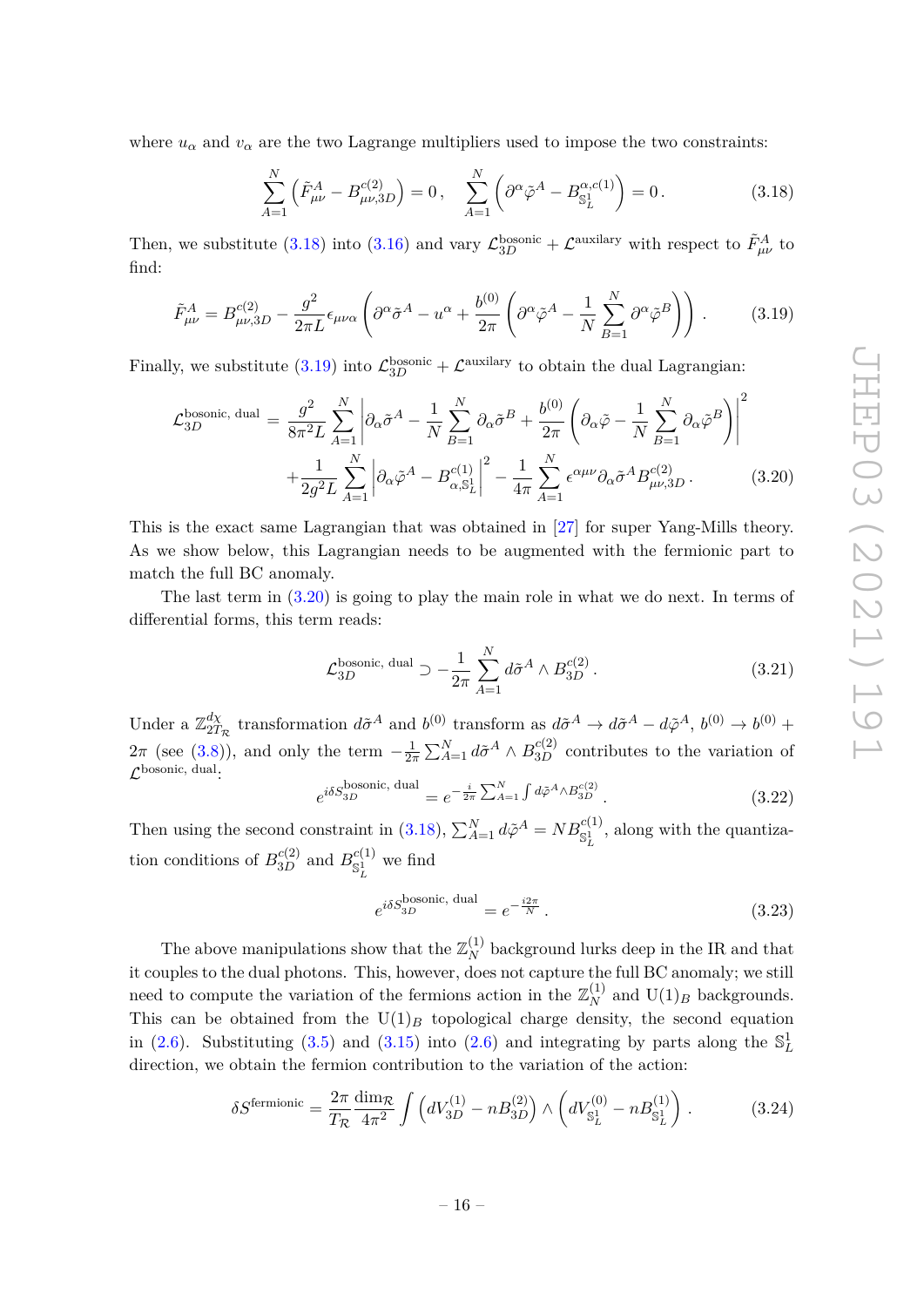where $u_\alpha$ and $v_\alpha$ are the two Lagrange multipliers used to impose the two constraints:

$$\sum_{A=1}^{N}\left(\tilde{F}^A_{\mu\nu} - B^{c(2)}_{\mu\nu,3D}\right) = 0\,, \quad \sum_{A=1}^{N}\left(\partial^\alpha \tilde{\varphi}^A - B^{\alpha,c(1)}_{\mathbb{S}^1_L}\right) = 0\,. \tag{3.18}$$

Then, we substitute (3.18) into (3.16) and vary $\mathcal{L}^{\text{bosonic}}_{3D} + \mathcal{L}^{\text{auxilary}}$ with respect to $\tilde{F}^A_{\mu\nu}$ to find:

$$\tilde{F}^A_{\mu\nu} = B^{c(2)}_{\mu\nu,3D} - \frac{g^2}{2\pi L}\epsilon_{\mu\nu\alpha}\left(\partial^\alpha\tilde{\sigma}^A - u^\alpha + \frac{b^{(0)}}{2\pi}\left(\partial^\alpha\tilde{\varphi}^A - \frac{1}{N}\sum_{B=1}^{N}\partial^\alpha\tilde{\varphi}^B\right)\right)\,. \tag{3.19}$$

Finally, we substitute (3.19) into $\mathcal{L}^{\text{bosonic}}_{3D} + \mathcal{L}^{\text{auxilary}}$ to obtain the dual Lagrangian:

$$\begin{aligned}\mathcal{L}^{\text{bosonic, dual}}_{3D} = &\frac{g^2}{8\pi^2 L}\sum_{A=1}^{N}\left|\partial_\alpha\tilde{\sigma}^A - \frac{1}{N}\sum_{B=1}^{N}\partial_\alpha\tilde{\sigma}^B + \frac{b^{(0)}}{2\pi}\left(\partial_\alpha\tilde{\varphi} - \frac{1}{N}\sum_{B=1}^{N}\partial_\alpha\tilde{\varphi}^B\right)\right|^2 \\ &+\frac{1}{2g^2 L}\sum_{A=1}^{N}\left|\partial_\alpha\tilde{\varphi}^A - B^{c(1)}_{\alpha,\mathbb{S}^1_L}\right|^2 - \frac{1}{4\pi}\sum_{A=1}^{N}\epsilon^{\alpha\mu\nu}\partial_\alpha\tilde{\sigma}^A B^{c(2)}_{\mu\nu,3D}\,.\end{aligned} \tag{3.20}$$

This is the exact same Lagrangian that was obtained in [27] for super Yang-Mills theory. As we show below, this Lagrangian needs to be augmented with the fermionic part to match the full BC anomaly.

The last term in (3.20) is going to play the main role in what we do next. In terms of differential forms, this term reads:

$$\mathcal{L}^{\text{bosonic, dual}}_{3D} \supset -\frac{1}{2\pi}\sum_{A=1}^{N}d\tilde{\sigma}^A \wedge B^{c(2)}_{3D}\,. \tag{3.21}$$

Under a $\mathbb{Z}^{d\chi}_{2T_\mathcal{R}}$ transformation $d\tilde{\sigma}^A$ and $b^{(0)}$ transform as $d\tilde{\sigma}^A \to d\tilde{\sigma}^A - d\tilde{\varphi}^A$, $b^{(0)} \to b^{(0)} + 2\pi$ (see (3.8)), and only the term $-\frac{1}{2\pi}\sum_{A=1}^{N}d\tilde{\sigma}^A \wedge B^{c(2)}_{3D}$ contributes to the variation of $\mathcal{L}^{\text{bosonic, dual}}$:

$$e^{i\delta S^{\text{bosonic, dual}}_{3D}} = e^{-\frac{i}{2\pi}\sum_{A=1}^{N}\int d\tilde{\varphi}^A\wedge B^{c(2)}_{3D}}\,. \tag{3.22}$$

Then using the second constraint in (3.18), $\sum_{A=1}^{N}d\tilde{\varphi}^A = NB^{c(1)}_{\mathbb{S}^1_L}$, along with the quantization conditions of $B^{c(2)}_{3D}$ and $B^{c(1)}_{\mathbb{S}^1_L}$ we find

$$e^{i\delta S^{\text{bosonic, dual}}_{3D}} = e^{-\frac{i2\pi}{N}}\,. \tag{3.23}$$

The above manipulations show that the $\mathbb{Z}^{(1)}_N$ background lurks deep in the IR and that it couples to the dual photons. This, however, does not capture the full BC anomaly; we still need to compute the variation of the fermions action in the $\mathbb{Z}^{(1)}_N$ and $\mathrm{U}(1)_B$ backgrounds. This can be obtained from the $\mathrm{U}(1)_B$ topological charge density, the second equation in (2.6). Substituting (3.5) and (3.15) into (2.6) and integrating by parts along the $\mathbb{S}^1_L$ direction, we obtain the fermion contribution to the variation of the action:

$$\delta S^{\text{fermionic}} = \frac{2\pi}{T_\mathcal{R}}\frac{\dim_\mathcal{R}}{4\pi^2}\int\left(dV^{(1)}_{3D} - nB^{(2)}_{3D}\right)\wedge\left(dV^{(0)}_{\mathbb{S}^1_L} - nB^{(1)}_{\mathbb{S}^1_L}\right)\,. \tag{3.24}$$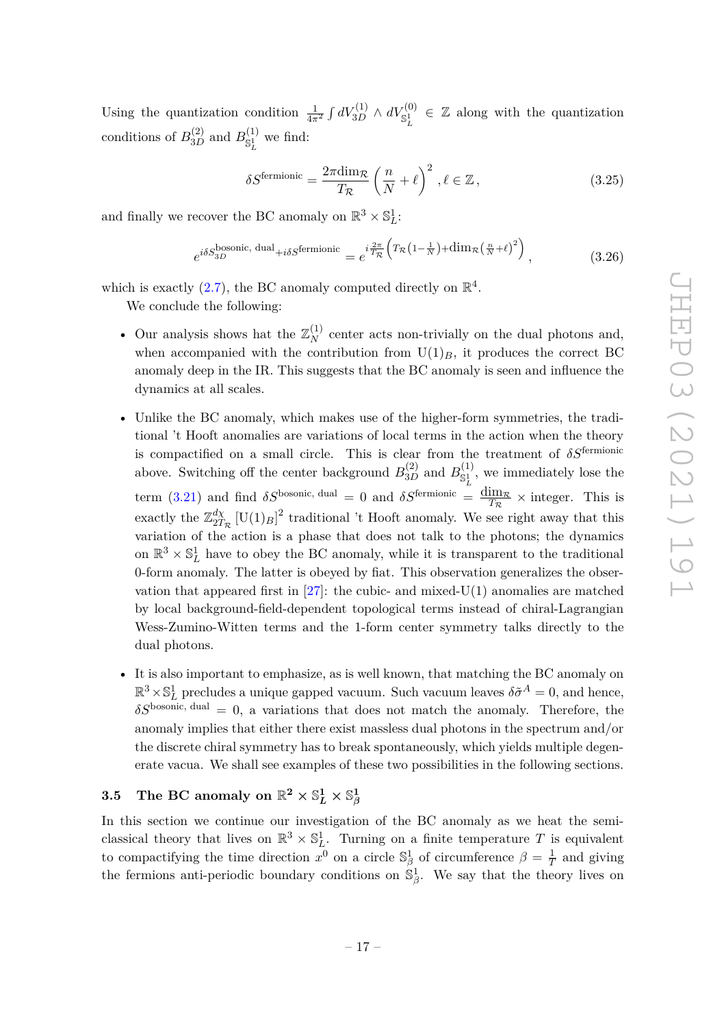Using the quantization condition $\frac{1}{4\pi^2}\int dV_{3D}^{(1)} \wedge dV_{\mathbb{S}^1_L}^{(0)} \in \mathbb{Z}$ along with the quantization conditions of $B^{(2)}_{3D}$ and $B^{(1)}_{\mathbb{S}^1_L}$ we find:

$$\delta S^{\text{fermionic}} = \frac{2\pi \text{dim}_{\mathcal{R}}}{T_{\mathcal{R}}}\left(\frac{n}{N}+\ell\right)^2, \ell \in \mathbb{Z}\,, \tag{3.25}$$

and finally we recover the BC anomaly on $\mathbb{R}^3 \times \mathbb{S}^1_L$:

$$e^{i\delta S_{3D}^{\text{bosonic, dual}}+i\delta S^{\text{fermionic}}} = e^{i\frac{2\pi}{T_{\mathcal{R}}}\left(T_{\mathcal{R}}\left(1-\frac{1}{N}\right)+\text{dim}_{\mathcal{R}}\left(\frac{n}{N}+\ell\right)^2\right)}\,, \tag{3.26}$$

which is exactly (2.7), the BC anomaly computed directly on $\mathbb{R}^4$.

We conclude the following:

- Our analysis shows hat the $\mathbb{Z}_N^{(1)}$ center acts non-trivially on the dual photons and, when accompanied with the contribution from $\text{U}(1)_B$, it produces the correct BC anomaly deep in the IR. This suggests that the BC anomaly is seen and influence the dynamics at all scales.

- Unlike the BC anomaly, which makes use of the higher-form symmetries, the traditional 't Hooft anomalies are variations of local terms in the action when the theory is compactified on a small circle. This is clear from the treatment of $\delta S^{\text{fermionic}}$ above. Switching off the center background $B^{(2)}_{3D}$ and $B^{(1)}_{\mathbb{S}^1_L}$, we immediately lose the term (3.21) and find $\delta S^{\text{bosonic, dual}} = 0$ and $\delta S^{\text{fermionic}} = \frac{\text{dim}_{\mathcal{R}}}{T_{\mathcal{R}}} \times \text{integer}$. This is exactly the $\mathbb{Z}^{d_\chi}_{2T_{\mathcal{R}}}\left[\text{U}(1)_B\right]^2$ traditional 't Hooft anomaly. We see right away that this variation of the action is a phase that does not talk to the photons; the dynamics on $\mathbb{R}^3 \times \mathbb{S}^1_L$ have to obey the BC anomaly, while it is transparent to the traditional 0-form anomaly. The latter is obeyed by fiat. This observation generalizes the observation that appeared first in [27]: the cubic- and mixed-U(1) anomalies are matched by local background-field-dependent topological terms instead of chiral-Lagrangian Wess-Zumino-Witten terms and the 1-form center symmetry talks directly to the dual photons.

- It is also important to emphasize, as is well known, that matching the BC anomaly on $\mathbb{R}^3 \times \mathbb{S}^1_L$ precludes a unique gapped vacuum. Such vacuum leaves $\delta\tilde{\sigma}^A = 0$, and hence, $\delta S^{\text{bosonic, dual}} = 0$, a variations that does not match the anomaly. Therefore, the anomaly implies that either there exist massless dual photons in the spectrum and/or the discrete chiral symmetry has to break spontaneously, which yields multiple degenerate vacua. We shall see examples of these two possibilities in the following sections.

### 3.5 The BC anomaly on $\mathbb{R}^2 \times \mathbb{S}^1_L \times \mathbb{S}^1_\beta$

In this section we continue our investigation of the BC anomaly as we heat the semi-classical theory that lives on $\mathbb{R}^3 \times \mathbb{S}^1_L$. Turning on a finite temperature $T$ is equivalent to compactifying the time direction $x^0$ on a circle $\mathbb{S}^1_\beta$ of circumference $\beta = \frac{1}{T}$ and giving the fermions anti-periodic boundary conditions on $\mathbb{S}^1_\beta$. We say that the theory lives on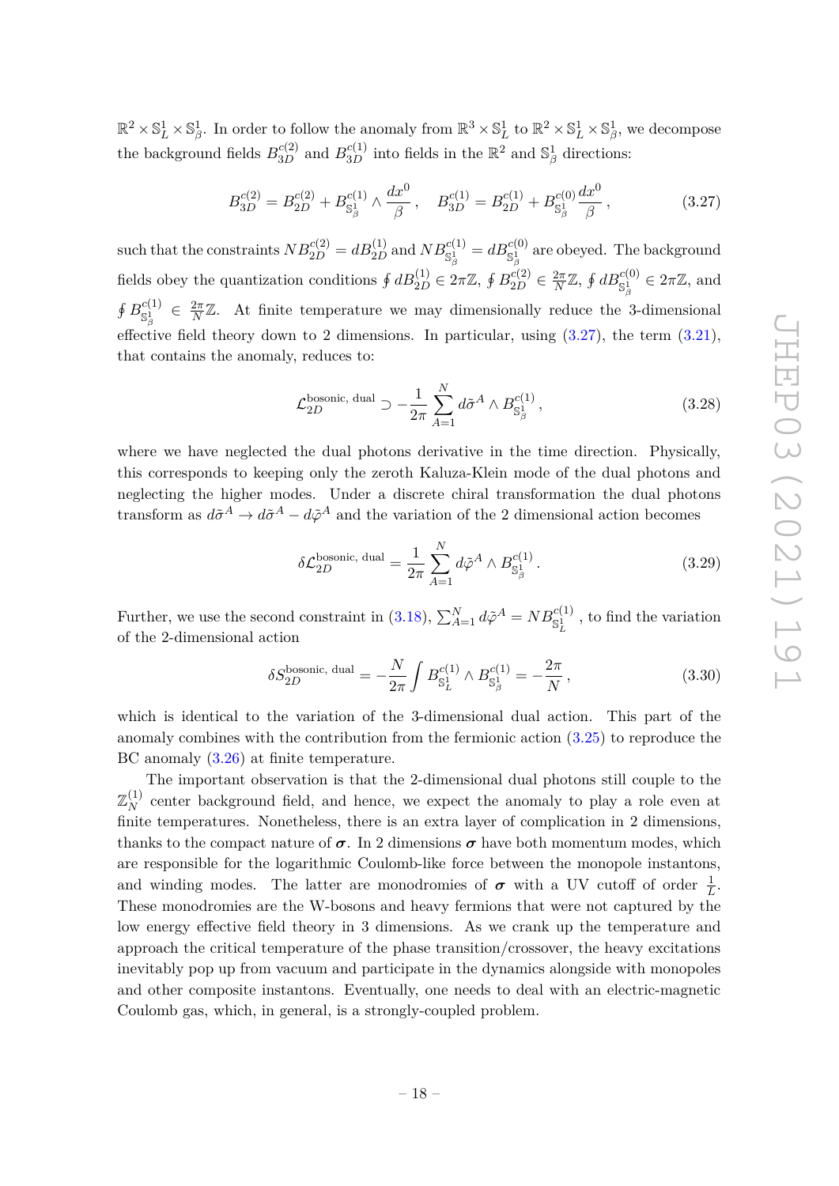$\mathbb{R}^2 \times \mathbb{S}^1_L \times \mathbb{S}^1_\beta$. In order to follow the anomaly from $\mathbb{R}^3 \times \mathbb{S}^1_L$ to $\mathbb{R}^2 \times \mathbb{S}^1_L \times \mathbb{S}^1_\beta$, we decompose the background fields $B^{c(2)}_{3D}$ and $B^{c(1)}_{3D}$ into fields in the $\mathbb{R}^2$ and $\mathbb{S}^1_\beta$ directions:

$$B^{c(2)}_{3D} = B^{c(2)}_{2D} + B^{c(1)}_{\mathbb{S}^1_\beta} \wedge \frac{dx^0}{\beta}\,, \quad B^{c(1)}_{3D} = B^{c(1)}_{2D} + B^{c(0)}_{\mathbb{S}^1_\beta} \frac{dx^0}{\beta}\,, \tag{3.27}$$

such that the constraints $NB^{c(2)}_{2D} = dB^{(1)}_{2D}$ and $NB^{c(1)}_{\mathbb{S}^1_\beta} = dB^{c(0)}_{\mathbb{S}^1_\beta}$ are obeyed. The background fields obey the quantization conditions $\oint dB^{(1)}_{2D} \in 2\pi\mathbb{Z}$, $\oint B^{c(2)}_{2D} \in \frac{2\pi}{N}\mathbb{Z}$, $\oint dB^{c(0)}_{\mathbb{S}^1_\beta} \in 2\pi\mathbb{Z}$, and $\oint B^{c(1)}_{\mathbb{S}^1_\beta} \in \frac{2\pi}{N}\mathbb{Z}$. At finite temperature we may dimensionally reduce the 3-dimensional effective field theory down to 2 dimensions. In particular, using (3.27), the term (3.21), that contains the anomaly, reduces to:

$$\mathcal{L}^{\text{bosonic, dual}}_{2D} \supset -\frac{1}{2\pi}\sum_{A=1}^{N} d\tilde{\sigma}^A \wedge B^{c(1)}_{\mathbb{S}^1_\beta}\,, \tag{3.28}$$

where we have neglected the dual photons derivative in the time direction. Physically, this corresponds to keeping only the zeroth Kaluza-Klein mode of the dual photons and neglecting the higher modes. Under a discrete chiral transformation the dual photons transform as $d\tilde{\sigma}^A \to d\tilde{\sigma}^A - d\tilde{\varphi}^A$ and the variation of the 2 dimensional action becomes

$$\delta\mathcal{L}^{\text{bosonic, dual}}_{2D} = \frac{1}{2\pi}\sum_{A=1}^{N} d\tilde{\varphi}^A \wedge B^{c(1)}_{\mathbb{S}^1_\beta}\,. \tag{3.29}$$

Further, we use the second constraint in (3.18), $\sum_{A=1}^{N} d\tilde{\varphi}^A = NB^{c(1)}_{\mathbb{S}^1_L}$, to find the variation of the 2-dimensional action

$$\delta S^{\text{bosonic, dual}}_{2D} = -\frac{N}{2\pi}\int B^{c(1)}_{\mathbb{S}^1_L} \wedge B^{c(1)}_{\mathbb{S}^1_\beta} = -\frac{2\pi}{N}\,, \tag{3.30}$$

which is identical to the variation of the 3-dimensional dual action. This part of the anomaly combines with the contribution from the fermionic action (3.25) to reproduce the BC anomaly (3.26) at finite temperature.

The important observation is that the 2-dimensional dual photons still couple to the $\mathbb{Z}^{(1)}_N$ center background field, and hence, we expect the anomaly to play a role even at finite temperatures. Nonetheless, there is an extra layer of complication in 2 dimensions, thanks to the compact nature of $\boldsymbol{\sigma}$. In 2 dimensions $\boldsymbol{\sigma}$ have both momentum modes, which are responsible for the logarithmic Coulomb-like force between the monopole instantons, and winding modes. The latter are monodromies of $\boldsymbol{\sigma}$ with a UV cutoff of order $\frac{1}{L}$. These monodromies are the W-bosons and heavy fermions that were not captured by the low energy effective field theory in 3 dimensions. As we crank up the temperature and approach the critical temperature of the phase transition/crossover, the heavy excitations inevitably pop up from vacuum and participate in the dynamics alongside with monopoles and other composite instantons. Eventually, one needs to deal with an electric-magnetic Coulomb gas, which, in general, is a strongly-coupled problem.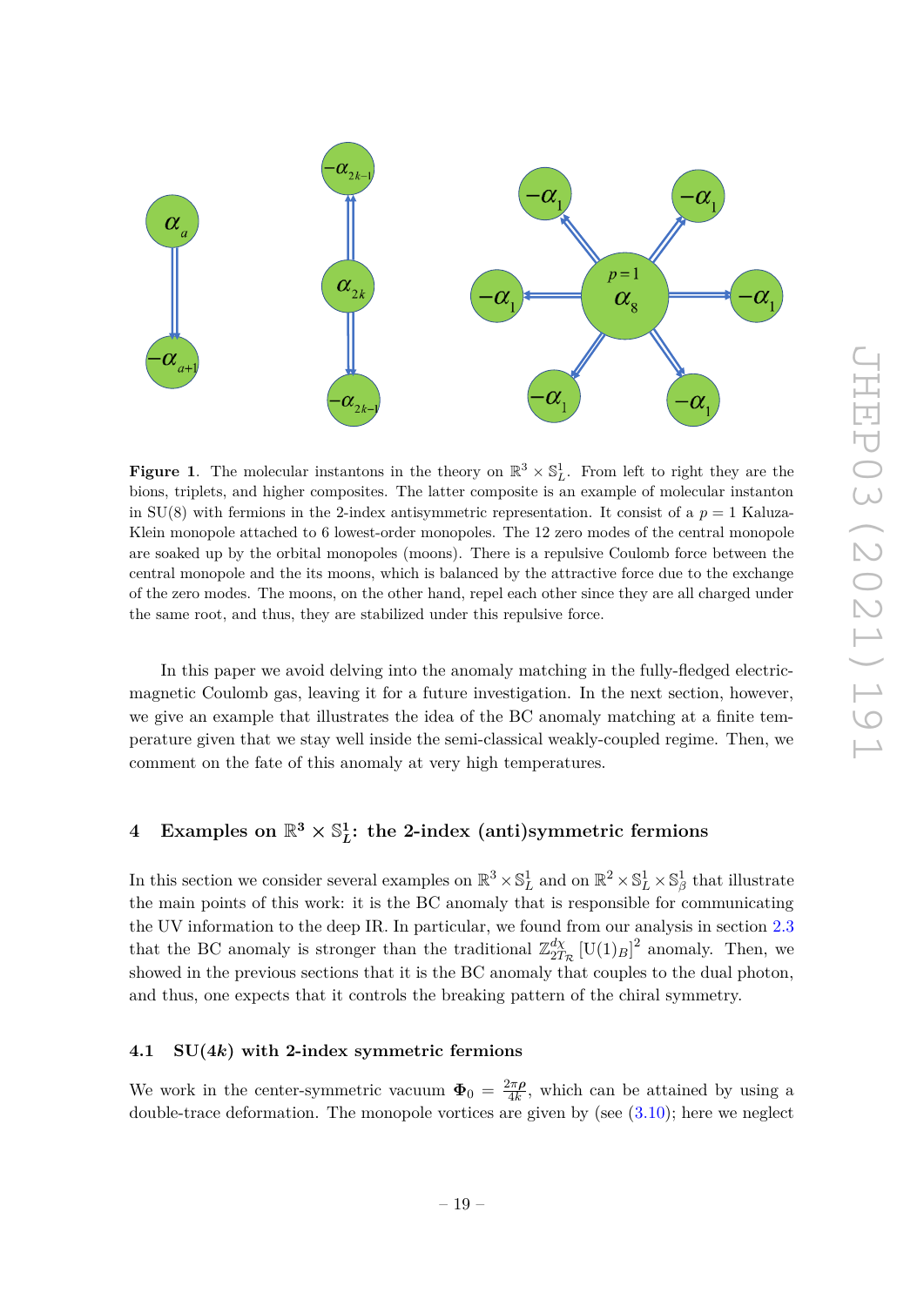**Figure 1**. The molecular instantons in the theory on $\mathbb{R}^3 \times \mathbb{S}^1_L$. From left to right they are the bions, triplets, and higher composites. The latter composite is an example of molecular instanton in SU(8) with fermions in the 2-index antisymmetric representation. It consist of a $p = 1$ Kaluza-Klein monopole attached to 6 lowest-order monopoles. The 12 zero modes of the central monopole are soaked up by the orbital monopoles (moons). There is a repulsive Coulomb force between the central monopole and the its moons, which is balanced by the attractive force due to the exchange of the zero modes. The moons, on the other hand, repel each other since they are all charged under the same root, and thus, they are stabilized under this repulsive force.

In this paper we avoid delving into the anomaly matching in the fully-fledged electric-magnetic Coulomb gas, leaving it for a future investigation. In the next section, however, we give an example that illustrates the idea of the BC anomaly matching at a finite temperature given that we stay well inside the semi-classical weakly-coupled regime. Then, we comment on the fate of this anomaly at very high temperatures.

## 4 Examples on $\mathbb{R}^3 \times \mathbb{S}^1_L$: the 2-index (anti)symmetric fermions

In this section we consider several examples on $\mathbb{R}^3 \times \mathbb{S}^1_L$ and on $\mathbb{R}^2 \times \mathbb{S}^1_L \times \mathbb{S}^1_\beta$ that illustrate the main points of this work: it is the BC anomaly that is responsible for communicating the UV information to the deep IR. In particular, we found from our analysis in section 2.3 that the BC anomaly is stronger than the traditional $\mathbb{Z}^{d_\chi}_{2T_\mathcal{R}} \left[\mathrm{U}(1)_B\right]^2$ anomaly. Then, we showed in the previous sections that it is the BC anomaly that couples to the dual photon, and thus, one expects that it controls the breaking pattern of the chiral symmetry.

### 4.1 SU($4k$) with 2-index symmetric fermions

We work in the center-symmetric vacuum $\mathbf{\Phi}_0 = \frac{2\pi\boldsymbol{\rho}}{4k}$, which can be attained by using a double-trace deformation. The monopole vortices are given by (see (3.10); here we neglect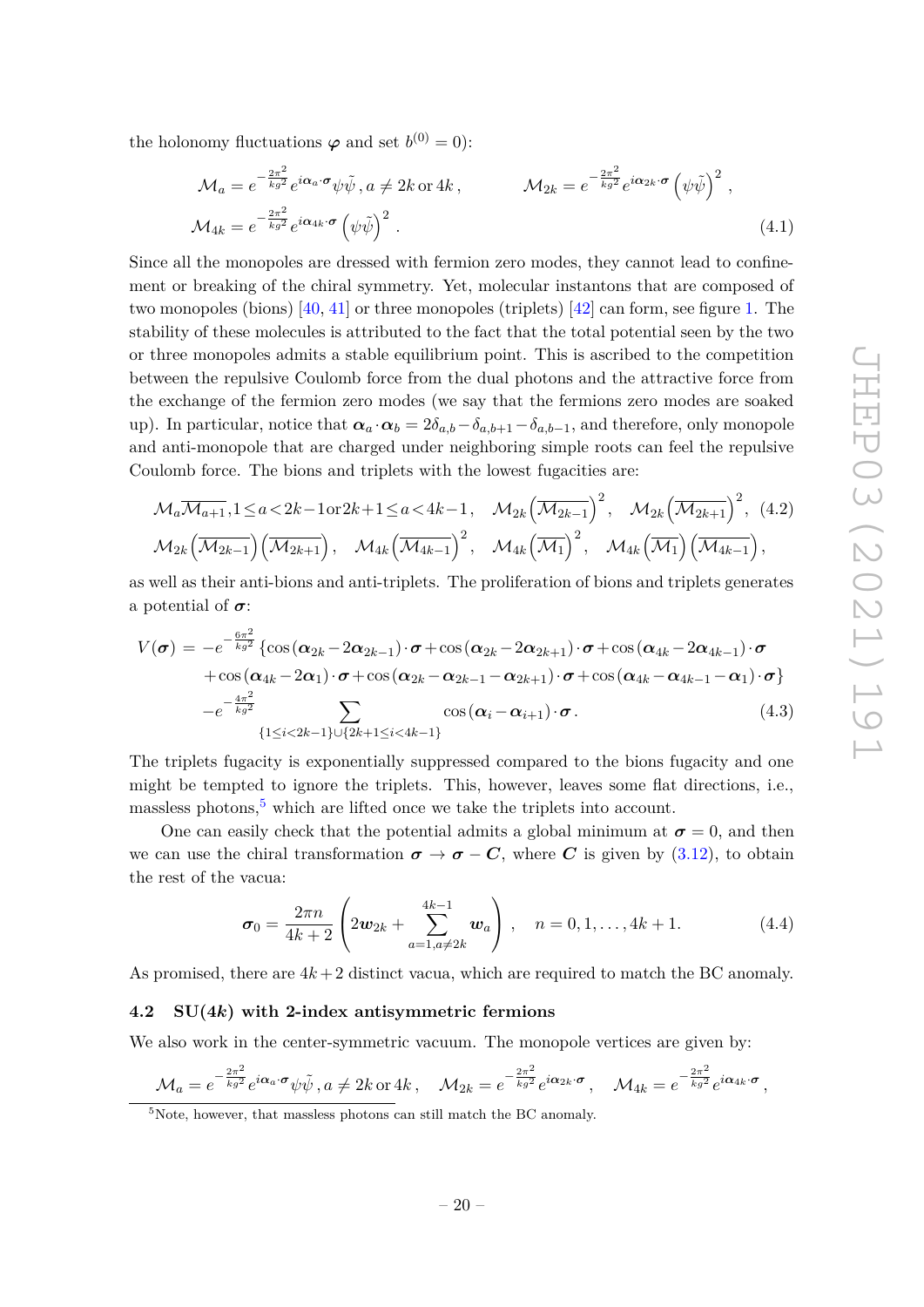the holonomy fluctuations $\boldsymbol{\varphi}$ and set $b^{(0)} = 0$):

$$
\begin{aligned}
\mathcal{M}_a &= e^{-\frac{2\pi^2}{kg^2}} e^{i\boldsymbol{\alpha}_a\cdot\boldsymbol{\sigma}}\psi\tilde{\psi}\,, a \neq 2k \text{ or } 4k\,, \qquad \mathcal{M}_{2k} = e^{-\frac{2\pi^2}{kg^2}} e^{i\boldsymbol{\alpha}_{2k}\cdot\boldsymbol{\sigma}}\left(\psi\tilde{\psi}\right)^2\,,\\
\mathcal{M}_{4k} &= e^{-\frac{2\pi^2}{kg^2}} e^{i\boldsymbol{\alpha}_{4k}\cdot\boldsymbol{\sigma}}\left(\psi\tilde{\psi}\right)^2\,.
\end{aligned}
\tag{4.1}
$$

Since all the monopoles are dressed with fermion zero modes, they cannot lead to confinement or breaking of the chiral symmetry. Yet, molecular instantons that are composed of two monopoles (bions) [40, 41] or three monopoles (triplets) [42] can form, see figure 1. The stability of these molecules is attributed to the fact that the total potential seen by the two or three monopoles admits a stable equilibrium point. This is ascribed to the competition between the repulsive Coulomb force from the dual photons and the attractive force from the exchange of the fermion zero modes (we say that the fermions zero modes are soaked up). In particular, notice that $\boldsymbol{\alpha}_a\cdot\boldsymbol{\alpha}_b = 2\delta_{a,b} - \delta_{a,b+1} - \delta_{a,b-1}$, and therefore, only monopole and anti-monopole that are charged under neighboring simple roots can feel the repulsive Coulomb force. The bions and triplets with the lowest fugacities are:

$$
\begin{aligned}
&\mathcal{M}_a\overline{\mathcal{M}_{a+1}}, 1\leq a<2k-1 \text{ or } 2k+1\leq a<4k-1\,, \quad \mathcal{M}_{2k}\left(\overline{\mathcal{M}_{2k-1}}\right)^2, \quad \mathcal{M}_{2k}\left(\overline{\mathcal{M}_{2k+1}}\right)^2, \\
&\mathcal{M}_{2k}\left(\overline{\mathcal{M}_{2k-1}}\right)\left(\overline{\mathcal{M}_{2k+1}}\right), \quad \mathcal{M}_{4k}\left(\overline{\mathcal{M}_{4k-1}}\right)^2, \quad \mathcal{M}_{4k}\left(\overline{\mathcal{M}_{1}}\right)^2, \quad \mathcal{M}_{4k}\left(\overline{\mathcal{M}_{1}}\right)\left(\overline{\mathcal{M}_{4k-1}}\right),
\end{aligned}
\tag{4.2}
$$

as well as their anti-bions and anti-triplets. The proliferation of bions and triplets generates a potential of $\boldsymbol{\sigma}$:

$$
\begin{aligned}
V(\boldsymbol{\sigma}) = &-e^{-\frac{6\pi^2}{kg^2}}\left\{\cos\left(\boldsymbol{\alpha}_{2k}-2\boldsymbol{\alpha}_{2k-1}\right)\cdot\boldsymbol{\sigma}+\cos\left(\boldsymbol{\alpha}_{2k}-2\boldsymbol{\alpha}_{2k+1}\right)\cdot\boldsymbol{\sigma}+\cos\left(\boldsymbol{\alpha}_{4k}-2\boldsymbol{\alpha}_{4k-1}\right)\cdot\boldsymbol{\sigma}\right.\\
&\left.+\cos\left(\boldsymbol{\alpha}_{4k}-2\boldsymbol{\alpha}_{1}\right)\cdot\boldsymbol{\sigma}+\cos\left(\boldsymbol{\alpha}_{2k}-\boldsymbol{\alpha}_{2k-1}-\boldsymbol{\alpha}_{2k+1}\right)\cdot\boldsymbol{\sigma}+\cos\left(\boldsymbol{\alpha}_{4k}-\boldsymbol{\alpha}_{4k-1}-\boldsymbol{\alpha}_{1}\right)\cdot\boldsymbol{\sigma}\right\}\\
&-e^{-\frac{4\pi^2}{kg^2}}\sum_{\{1\leq i<2k-1\}\cup\{2k+1\leq i<4k-1\}}\cos\left(\boldsymbol{\alpha}_i-\boldsymbol{\alpha}_{i+1}\right)\cdot\boldsymbol{\sigma}\,.
\end{aligned}
\tag{4.3}
$$

The triplets fugacity is exponentially suppressed compared to the bions fugacity and one might be tempted to ignore the triplets. This, however, leaves some flat directions, i.e., massless photons,[5] which are lifted once we take the triplets into account.

One can easily check that the potential admits a global minimum at $\boldsymbol{\sigma} = 0$, and then we can use the chiral transformation $\boldsymbol{\sigma}\to\boldsymbol{\sigma}-\boldsymbol{C}$, where $\boldsymbol{C}$ is given by (3.12), to obtain the rest of the vacua:

$$
\boldsymbol{\sigma}_0 = \frac{2\pi n}{4k+2}\left(2\boldsymbol{w}_{2k}+\sum_{a=1,a\neq 2k}^{4k-1}\boldsymbol{w}_a\right)\,, \quad n = 0,1,\ldots,4k+1. \tag{4.4}
$$

As promised, there are $4k+2$ distinct vacua, which are required to match the BC anomaly.

### 4.2 SU($4k$) with 2-index antisymmetric fermions

We also work in the center-symmetric vacuum. The monopole vertices are given by:

$$
\mathcal{M}_a = e^{-\frac{2\pi^2}{kg^2}} e^{i\boldsymbol{\alpha}_a\cdot\boldsymbol{\sigma}}\psi\tilde{\psi}\,, a\neq 2k \text{ or } 4k\,, \quad \mathcal{M}_{2k} = e^{-\frac{2\pi^2}{kg^2}} e^{i\boldsymbol{\alpha}_{2k}\cdot\boldsymbol{\sigma}}\,, \quad \mathcal{M}_{4k} = e^{-\frac{2\pi^2}{kg^2}} e^{i\boldsymbol{\alpha}_{4k}\cdot\boldsymbol{\sigma}}\,,
$$

[5] Note, however, that massless photons can still match the BC anomaly.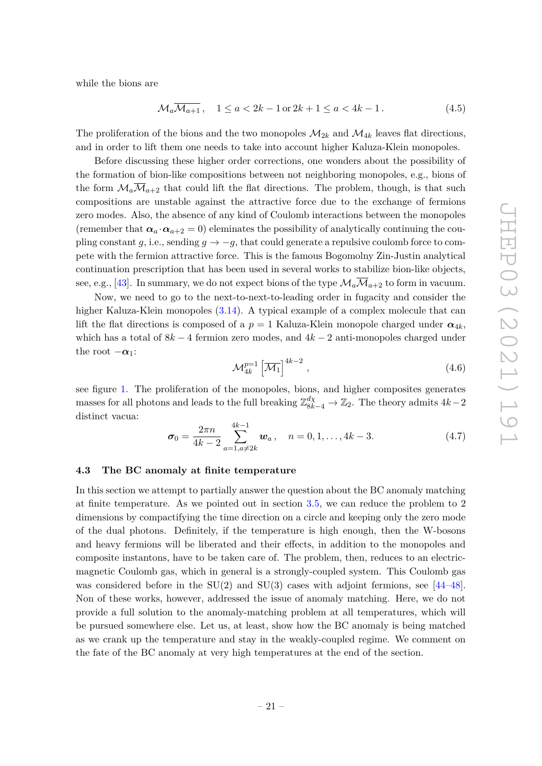while the bions are

$$\mathcal{M}_a\overline{\mathcal{M}_{a+1}}\,, \quad 1 \leq a < 2k-1 \,\text{or}\, 2k+1 \leq a < 4k-1\,. \tag{4.5}$$

The proliferation of the bions and the two monopoles $\mathcal{M}_{2k}$ and $\mathcal{M}_{4k}$ leaves flat directions, and in order to lift them one needs to take into account higher Kaluza-Klein monopoles.

Before discussing these higher order corrections, one wonders about the possibility of the formation of bion-like compositions between not neighboring monopoles, e.g., bions of the form $\mathcal{M}_a\overline{\mathcal{M}}_{a+2}$ that could lift the flat directions. The problem, though, is that such compositions are unstable against the attractive force due to the exchange of fermions zero modes. Also, the absence of any kind of Coulomb interactions between the monopoles (remember that $\boldsymbol{\alpha}_a\cdot\boldsymbol{\alpha}_{a+2}=0$) eleminates the possibility of analytically continuing the coupling constant $g$, i.e., sending $g\to -g$, that could generate a repulsive coulomb force to compete with the fermion attractive force. This is the famous Bogomolny Zin-Justin analytical continuation prescription that has been used in several works to stabilize bion-like objects, see, e.g., [43]. In summary, we do not expect bions of the type $\mathcal{M}_a\overline{\mathcal{M}}_{a+2}$ to form in vacuum.

Now, we need to go to the next-to-next-to-leading order in fugacity and consider the higher Kaluza-Klein monopoles (3.14). A typical example of a complex molecule that can lift the flat directions is composed of a $p=1$ Kaluza-Klein monopole charged under $\boldsymbol{\alpha}_{4k}$, which has a total of $8k-4$ fermion zero modes, and $4k-2$ anti-monopoles charged under the root $-\boldsymbol{\alpha}_1$:

$$\mathcal{M}_{4k}^{p=1}\left[\overline{\mathcal{M}_1}\right]^{4k-2}\,, \tag{4.6}$$

see figure 1. The proliferation of the monopoles, bions, and higher composites generates masses for all photons and leads to the full breaking $\mathbb{Z}^{d_\chi}_{8k-4}\to\mathbb{Z}_2$. The theory admits $4k-2$ distinct vacua:

$$\boldsymbol{\sigma}_0=\frac{2\pi n}{4k-2}\sum_{a=1,a\neq 2k}^{4k-1}\boldsymbol{w}_a\,, \quad n=0,1,\ldots,4k-3. \tag{4.7}$$

### 4.3 The BC anomaly at finite temperature

In this section we attempt to partially answer the question about the BC anomaly matching at finite temperature. As we pointed out in section 3.5, we can reduce the problem to 2 dimensions by compactifying the time direction on a circle and keeping only the zero mode of the dual photons. Definitely, if the temperature is high enough, then the W-bosons and heavy fermions will be liberated and their effects, in addition to the monopoles and composite instantons, have to be taken care of. The problem, then, reduces to an electric-magnetic Coulomb gas, which in general is a strongly-coupled system. This Coulomb gas was considered before in the SU(2) and SU(3) cases with adjoint fermions, see [44–48]. Non of these works, however, addressed the issue of anomaly matching. Here, we do not provide a full solution to the anomaly-matching problem at all temperatures, which will be pursued somewhere else. Let us, at least, show how the BC anomaly is being matched as we crank up the temperature and stay in the weakly-coupled regime. We comment on the fate of the BC anomaly at very high temperatures at the end of the section.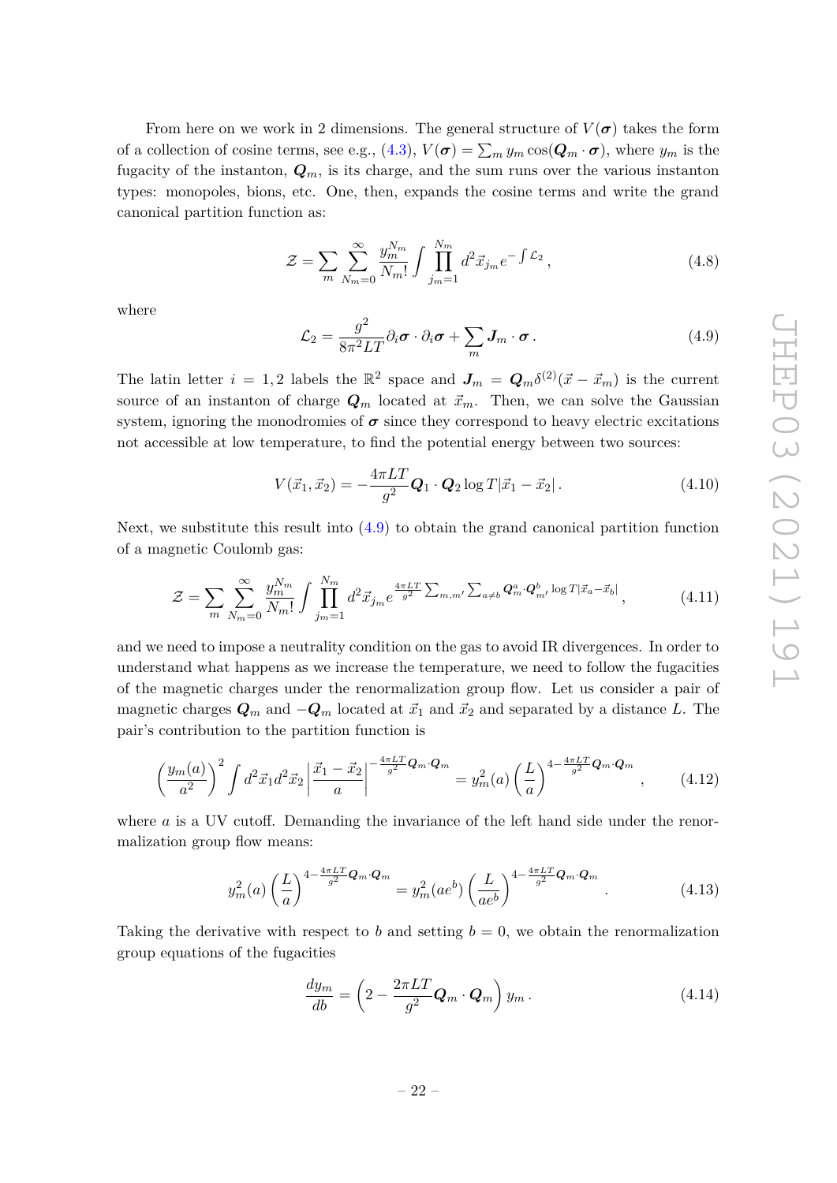From here on we work in 2 dimensions. The general structure of $V(\boldsymbol{\sigma})$ takes the form of a collection of cosine terms, see e.g., (4.3), $V(\boldsymbol{\sigma}) = \sum_m y_m \cos(\boldsymbol{Q}_m \cdot \boldsymbol{\sigma})$, where $y_m$ is the fugacity of the instanton, $\boldsymbol{Q}_m$, is its charge, and the sum runs over the various instanton types: monopoles, bions, etc. One, then, expands the cosine terms and write the grand canonical partition function as:

$$\mathcal{Z} = \sum_m \sum_{N_m=0}^{\infty} \frac{y_m^{N_m}}{N_m!} \int \prod_{j_m=1}^{N_m} d^2\vec{x}_{j_m} e^{-\int \mathcal{L}_2}\,, \tag{4.8}$$

where

$$\mathcal{L}_2 = \frac{g^2}{8\pi^2 LT} \partial_i \boldsymbol{\sigma} \cdot \partial_i \boldsymbol{\sigma} + \sum_m \boldsymbol{J}_m \cdot \boldsymbol{\sigma}\,. \tag{4.9}$$

The latin letter $i = 1,2$ labels the $\mathbb{R}^2$ space and $\boldsymbol{J}_m = \boldsymbol{Q}_m \delta^{(2)}(\vec{x} - \vec{x}_m)$ is the current source of an instanton of charge $\boldsymbol{Q}_m$ located at $\vec{x}_m$. Then, we can solve the Gaussian system, ignoring the monodromies of $\boldsymbol{\sigma}$ since they correspond to heavy electric excitations not accessible at low temperature, to find the potential energy between two sources:

$$V(\vec{x}_1, \vec{x}_2) = -\frac{4\pi LT}{g^2} \boldsymbol{Q}_1 \cdot \boldsymbol{Q}_2 \log T|\vec{x}_1 - \vec{x}_2|\,. \tag{4.10}$$

Next, we substitute this result into (4.9) to obtain the grand canonical partition function of a magnetic Coulomb gas:

$$\mathcal{Z} = \sum_m \sum_{N_m=0}^{\infty} \frac{y_m^{N_m}}{N_m!} \int \prod_{j_m=1}^{N_m} d^2\vec{x}_{j_m} e^{\frac{4\pi LT}{g^2} \sum_{m,m'} \sum_{a\neq b} \boldsymbol{Q}_m^a \cdot \boldsymbol{Q}_{m'}^b \log T|\vec{x}_a - \vec{x}_b|}\,, \tag{4.11}$$

and we need to impose a neutrality condition on the gas to avoid IR divergences. In order to understand what happens as we increase the temperature, we need to follow the fugacities of the magnetic charges under the renormalization group flow. Let us consider a pair of magnetic charges $\boldsymbol{Q}_m$ and $-\boldsymbol{Q}_m$ located at $\vec{x}_1$ and $\vec{x}_2$ and separated by a distance $L$. The pair's contribution to the partition function is

$$\left(\frac{y_m(a)}{a^2}\right)^2 \int d^2\vec{x}_1 d^2\vec{x}_2 \left|\frac{\vec{x}_1 - \vec{x}_2}{a}\right|^{-\frac{4\pi LT}{g^2}\boldsymbol{Q}_m\cdot\boldsymbol{Q}_m} = y_m^2(a) \left(\frac{L}{a}\right)^{4 - \frac{4\pi LT}{g^2}\boldsymbol{Q}_m\cdot\boldsymbol{Q}_m}\,, \tag{4.12}$$

where $a$ is a UV cutoff. Demanding the invariance of the left hand side under the renormalization group flow means:

$$y_m^2(a) \left(\frac{L}{a}\right)^{4 - \frac{4\pi LT}{g^2}\boldsymbol{Q}_m\cdot\boldsymbol{Q}_m} = y_m^2(ae^b) \left(\frac{L}{ae^b}\right)^{4 - \frac{4\pi LT}{g^2}\boldsymbol{Q}_m\cdot\boldsymbol{Q}_m}\,. \tag{4.13}$$

Taking the derivative with respect to $b$ and setting $b = 0$, we obtain the renormalization group equations of the fugacities

$$\frac{dy_m}{db} = \left(2 - \frac{2\pi LT}{g^2} \boldsymbol{Q}_m \cdot \boldsymbol{Q}_m\right) y_m\,. \tag{4.14}$$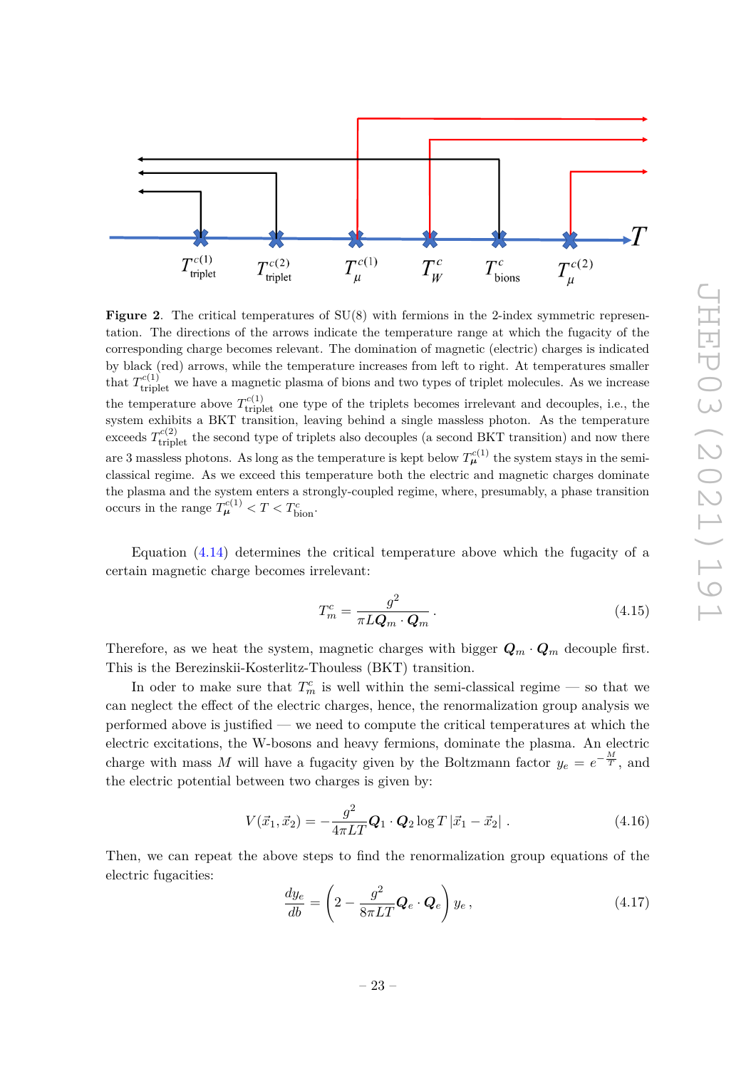**Figure 2**. The critical temperatures of SU(8) with fermions in the 2-index symmetric representation. The directions of the arrows indicate the temperature range at which the fugacity of the corresponding charge becomes relevant. The domination of magnetic (electric) charges is indicated by black (red) arrows, while the temperature increases from left to right. At temperatures smaller that $T^{c(1)}_{\text{triplet}}$ we have a magnetic plasma of bions and two types of triplet molecules. As we increase the temperature above $T^{c(1)}_{\text{triplet}}$ one type of the triplets becomes irrelevant and decouples, i.e., the system exhibits a BKT transition, leaving behind a single massless photon. As the temperature exceeds $T^{c(2)}_{\text{triplet}}$ the second type of triplets also decouples (a second BKT transition) and now there are 3 massless photons. As long as the temperature is kept below $T^{c(1)}_{\boldsymbol{\mu}}$ the system stays in the semi-classical regime. As we exceed this temperature both the electric and magnetic charges dominate the plasma and the system enters a strongly-coupled regime, where, presumably, a phase transition occurs in the range $T^{c(1)}_{\boldsymbol{\mu}} < T < T^{c}_{\text{bion}}$.

Equation (4.14) determines the critical temperature above which the fugacity of a certain magnetic charge becomes irrelevant:

$$T^c_m = \frac{g^2}{\pi L \boldsymbol{Q}_m \cdot \boldsymbol{Q}_m} \,. \tag{4.15}$$

Therefore, as we heat the system, magnetic charges with bigger $\boldsymbol{Q}_m \cdot \boldsymbol{Q}_m$ decouple first. This is the Berezinskii-Kosterlitz-Thouless (BKT) transition.

In oder to make sure that $T^c_m$ is well within the semi-classical regime — so that we can neglect the effect of the electric charges, hence, the renormalization group analysis we performed above is justified — we need to compute the critical temperatures at which the electric excitations, the W-bosons and heavy fermions, dominate the plasma. An electric charge with mass $M$ will have a fugacity given by the Boltzmann factor $y_e = e^{-\frac{M}{T}}$, and the electric potential between two charges is given by:

$$V(\vec{x}_1, \vec{x}_2) = -\frac{g^2}{4\pi L T} \boldsymbol{Q}_1 \cdot \boldsymbol{Q}_2 \log T \left|\vec{x}_1 - \vec{x}_2\right| \,. \tag{4.16}$$

Then, we can repeat the above steps to find the renormalization group equations of the electric fugacities:

$$\frac{dy_e}{db} = \left(2 - \frac{g^2}{8\pi L T} \boldsymbol{Q}_e \cdot \boldsymbol{Q}_e\right) y_e \,, \tag{4.17}$$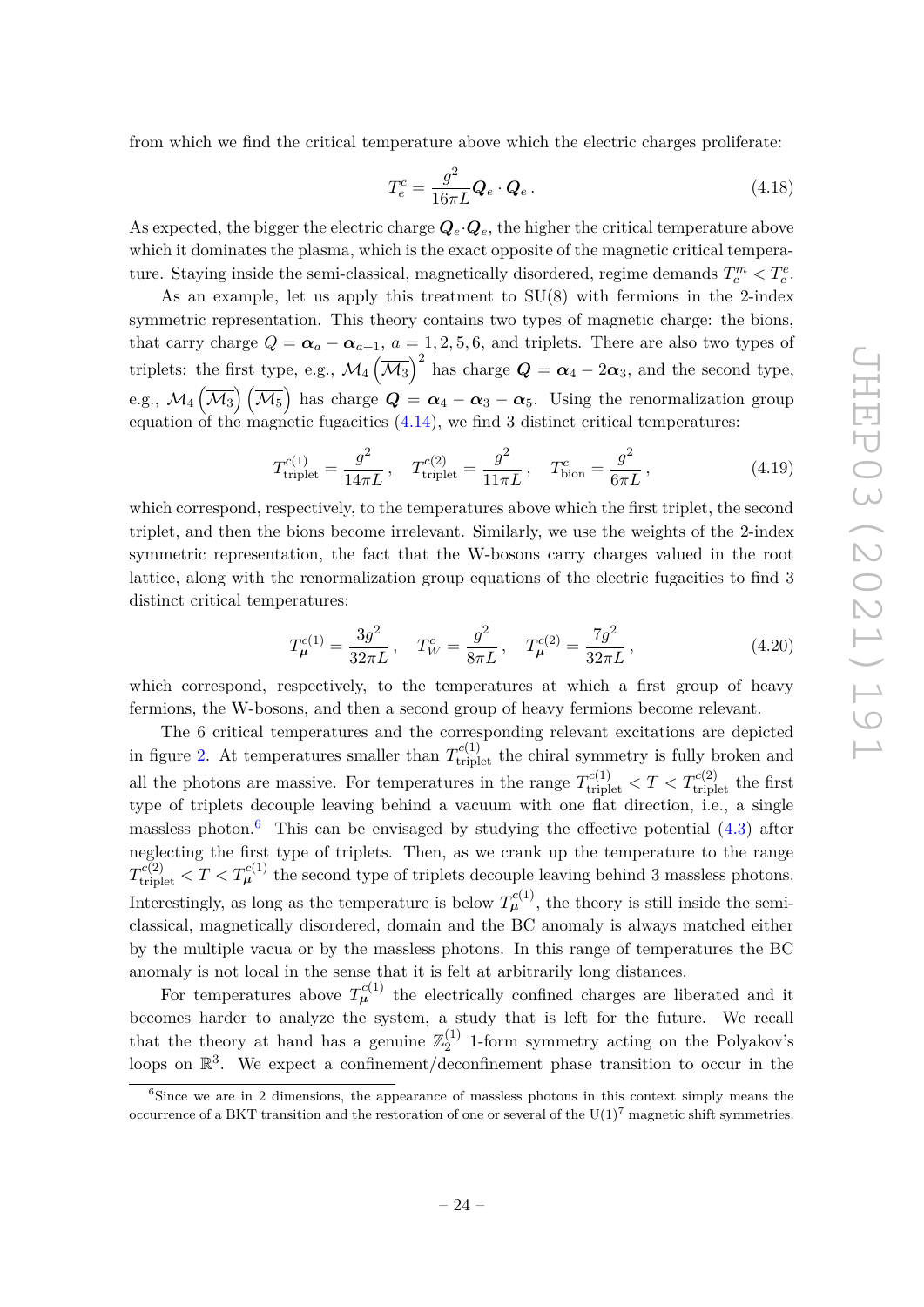from which we find the critical temperature above which the electric charges proliferate:

$$T_e^c = \frac{g^2}{16\pi L} \boldsymbol{Q}_e \cdot \boldsymbol{Q}_e \,. \tag{4.18}$$

As expected, the bigger the electric charge $\boldsymbol{Q}_e \cdot \boldsymbol{Q}_e$, the higher the critical temperature above which it dominates the plasma, which is the exact opposite of the magnetic critical temperature. Staying inside the semi-classical, magnetically disordered, regime demands $T_c^m < T_c^e$.

As an example, let us apply this treatment to SU(8) with fermions in the 2-index symmetric representation. This theory contains two types of magnetic charge: the bions, that carry charge $Q = \boldsymbol{\alpha}_a - \boldsymbol{\alpha}_{a+1}$, $a = 1, 2, 5, 6$, and triplets. There are also two types of triplets: the first type, e.g., $\mathcal{M}_4 \left(\overline{\mathcal{M}_3}\right)^2$ has charge $\boldsymbol{Q} = \boldsymbol{\alpha}_4 - 2\boldsymbol{\alpha}_3$, and the second type, e.g., $\mathcal{M}_4 \left(\overline{\mathcal{M}_3}\right) \left(\overline{\mathcal{M}_5}\right)$ has charge $\boldsymbol{Q} = \boldsymbol{\alpha}_4 - \boldsymbol{\alpha}_3 - \boldsymbol{\alpha}_5$. Using the renormalization group equation of the magnetic fugacities (4.14), we find 3 distinct critical temperatures:

$$T^{c(1)}_{\text{triplet}} = \frac{g^2}{14\pi L} \,, \quad T^{c(2)}_{\text{triplet}} = \frac{g^2}{11\pi L} \,, \quad T^c_{\text{bion}} = \frac{g^2}{6\pi L} \,, \tag{4.19}$$

which correspond, respectively, to the temperatures above which the first triplet, the second triplet, and then the bions become irrelevant. Similarly, we use the weights of the 2-index symmetric representation, the fact that the W-bosons carry charges valued in the root lattice, along with the renormalization group equations of the electric fugacities to find 3 distinct critical temperatures:

$$T^{c(1)}_{\boldsymbol{\mu}} = \frac{3g^2}{32\pi L} \,, \quad T^c_W = \frac{g^2}{8\pi L} \,, \quad T^{c(2)}_{\boldsymbol{\mu}} = \frac{7g^2}{32\pi L} \,, \tag{4.20}$$

which correspond, respectively, to the temperatures at which a first group of heavy fermions, the W-bosons, and then a second group of heavy fermions become relevant.

The 6 critical temperatures and the corresponding relevant excitations are depicted in figure 2. At temperatures smaller than $T^{c(1)}_{\text{triplet}}$ the chiral symmetry is fully broken and all the photons are massive. For temperatures in the range $T^{c(1)}_{\text{triplet}} < T < T^{c(2)}_{\text{triplet}}$ the first type of triplets decouple leaving behind a vacuum with one flat direction, i.e., a single massless photon.[6] This can be envisaged by studying the effective potential (4.3) after neglecting the first type of triplets. Then, as we crank up the temperature to the range $T^{c(2)}_{\text{triplet}} < T < T^{c(1)}_{\boldsymbol{\mu}}$ the second type of triplets decouple leaving behind 3 massless photons. Interestingly, as long as the temperature is below $T^{c(1)}_{\boldsymbol{\mu}}$, the theory is still inside the semi-classical, magnetically disordered, domain and the BC anomaly is always matched either by the multiple vacua or by the massless photons. In this range of temperatures the BC anomaly is not local in the sense that it is felt at arbitrarily long distances.

For temperatures above $T^{c(1)}_{\boldsymbol{\mu}}$ the electrically confined charges are liberated and it becomes harder to analyze the system, a study that is left for the future. We recall that the theory at hand has a genuine $\mathbb{Z}_2^{(1)}$ 1-form symmetry acting on the Polyakov's loops on $\mathbb{R}^3$. We expect a confinement/deconfinement phase transition to occur in the

[6] Since we are in 2 dimensions, the appearance of massless photons in this context simply means the occurrence of a BKT transition and the restoration of one or several of the $\mathrm{U}(1)^7$ magnetic shift symmetries.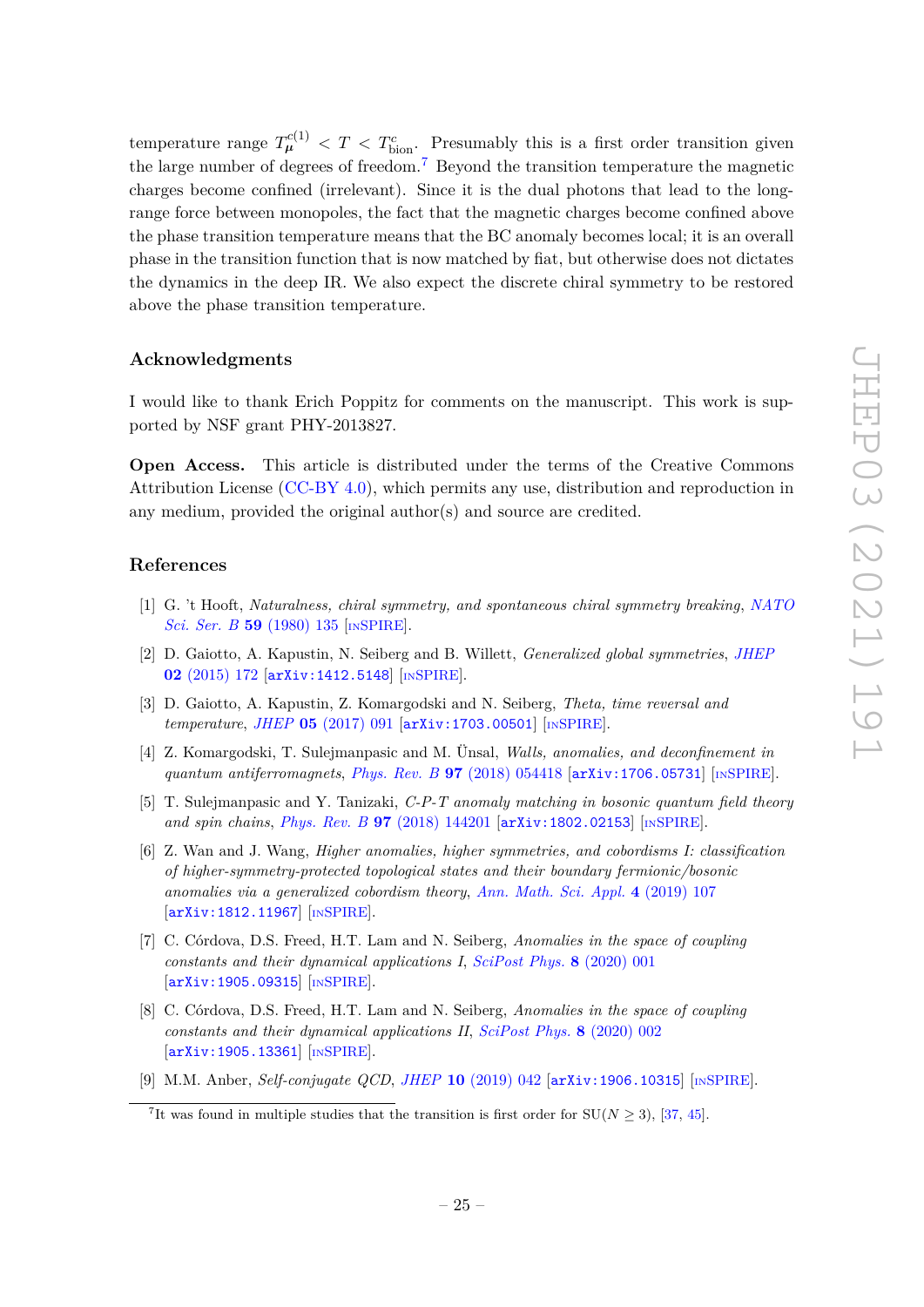temperature range $T_{\mu}^{c(1)} < T < T_{\text{bion}}^{c}$. Presumably this is a first order transition given the large number of degrees of freedom.[7] Beyond the transition temperature the magnetic charges become confined (irrelevant). Since it is the dual photons that lead to the long-range force between monopoles, the fact that the magnetic charges become confined above the phase transition temperature means that the BC anomaly becomes local; it is an overall phase in the transition function that is now matched by fiat, but otherwise does not dictates the dynamics in the deep IR. We also expect the discrete chiral symmetry to be restored above the phase transition temperature.

## Acknowledgments

I would like to thank Erich Poppitz for comments on the manuscript. This work is supported by NSF grant PHY-2013827.

**Open Access.** This article is distributed under the terms of the Creative Commons Attribution License (CC-BY 4.0), which permits any use, distribution and reproduction in any medium, provided the original author(s) and source are credited.

## References

[1] G. 't Hooft, *Naturalness, chiral symmetry, and spontaneous chiral symmetry breaking*, NATO Sci. Ser. B **59** (1980) 135 [INSPIRE].

[2] D. Gaiotto, A. Kapustin, N. Seiberg and B. Willett, *Generalized global symmetries*, JHEP **02** (2015) 172 [arXiv:1412.5148] [INSPIRE].

[3] D. Gaiotto, A. Kapustin, Z. Komargodski and N. Seiberg, *Theta, time reversal and temperature*, JHEP **05** (2017) 091 [arXiv:1703.00501] [INSPIRE].

[4] Z. Komargodski, T. Sulejmanpasic and M. Ünsal, *Walls, anomalies, and deconfinement in quantum antiferromagnets*, Phys. Rev. B **97** (2018) 054418 [arXiv:1706.05731] [INSPIRE].

[5] T. Sulejmanpasic and Y. Tanizaki, *C-P-T anomaly matching in bosonic quantum field theory and spin chains*, Phys. Rev. B **97** (2018) 144201 [arXiv:1802.02153] [INSPIRE].

[6] Z. Wan and J. Wang, *Higher anomalies, higher symmetries, and cobordisms I: classification of higher-symmetry-protected topological states and their boundary fermionic/bosonic anomalies via a generalized cobordism theory*, Ann. Math. Sci. Appl. **4** (2019) 107 [arXiv:1812.11967] [INSPIRE].

[7] C. Córdova, D.S. Freed, H.T. Lam and N. Seiberg, *Anomalies in the space of coupling constants and their dynamical applications I*, SciPost Phys. **8** (2020) 001 [arXiv:1905.09315] [INSPIRE].

[8] C. Córdova, D.S. Freed, H.T. Lam and N. Seiberg, *Anomalies in the space of coupling constants and their dynamical applications II*, SciPost Phys. **8** (2020) 002 [arXiv:1905.13361] [INSPIRE].

[9] M.M. Anber, *Self-conjugate QCD*, JHEP **10** (2019) 042 [arXiv:1906.10315] [INSPIRE].

[7] It was found in multiple studies that the transition is first order for $\mathrm{SU}(N \geq 3)$, [37, 45].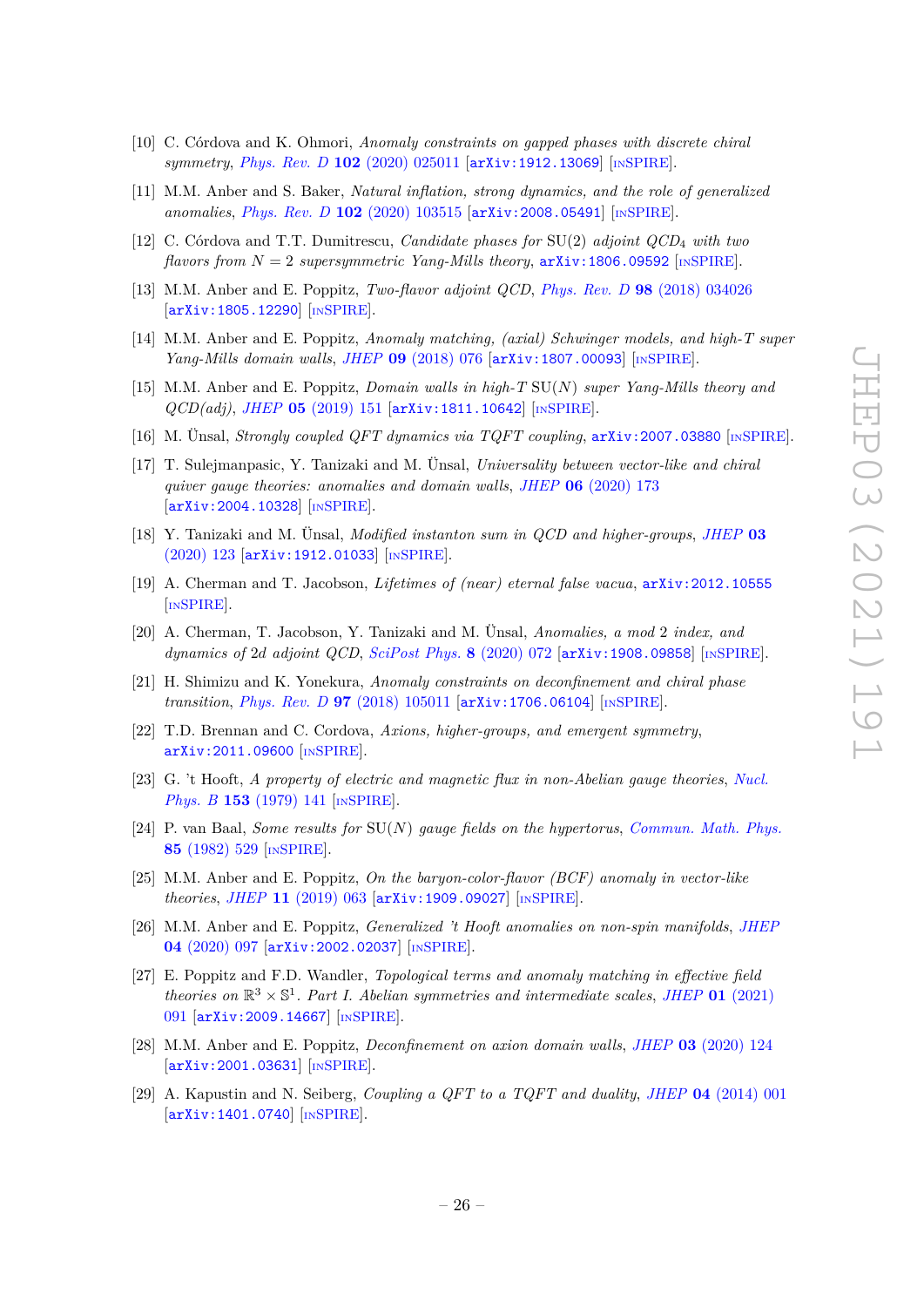[10] C. Córdova and K. Ohmori, *Anomaly constraints on gapped phases with discrete chiral symmetry*, *Phys. Rev. D* **102** (2020) 025011 [arXiv:1912.13069] [INSPIRE].

[11] M.M. Anber and S. Baker, *Natural inflation, strong dynamics, and the role of generalized anomalies*, *Phys. Rev. D* **102** (2020) 103515 [arXiv:2008.05491] [INSPIRE].

[12] C. Córdova and T.T. Dumitrescu, *Candidate phases for* SU(2) *adjoint QCD*$_4$ *with two flavors from* $N = 2$ *supersymmetric Yang-Mills theory*, arXiv:1806.09592 [INSPIRE].

[13] M.M. Anber and E. Poppitz, *Two-flavor adjoint QCD*, *Phys. Rev. D* **98** (2018) 034026 [arXiv:1805.12290] [INSPIRE].

[14] M.M. Anber and E. Poppitz, *Anomaly matching, (axial) Schwinger models, and high-T super Yang-Mills domain walls*, *JHEP* **09** (2018) 076 [arXiv:1807.00093] [INSPIRE].

[15] M.M. Anber and E. Poppitz, *Domain walls in high-T* SU($N$) *super Yang-Mills theory and QCD(adj)*, *JHEP* **05** (2019) 151 [arXiv:1811.10642] [INSPIRE].

[16] M. Ünsal, *Strongly coupled QFT dynamics via TQFT coupling*, arXiv:2007.03880 [INSPIRE].

[17] T. Sulejmanpasic, Y. Tanizaki and M. Ünsal, *Universality between vector-like and chiral quiver gauge theories: anomalies and domain walls*, *JHEP* **06** (2020) 173 [arXiv:2004.10328] [INSPIRE].

[18] Y. Tanizaki and M. Ünsal, *Modified instanton sum in QCD and higher-groups*, *JHEP* **03** (2020) 123 [arXiv:1912.01033] [INSPIRE].

[19] A. Cherman and T. Jacobson, *Lifetimes of (near) eternal false vacua*, arXiv:2012.10555 [INSPIRE].

[20] A. Cherman, T. Jacobson, Y. Tanizaki and M. Ünsal, *Anomalies, a mod 2 index, and dynamics of 2d adjoint QCD*, *SciPost Phys.* **8** (2020) 072 [arXiv:1908.09858] [INSPIRE].

[21] H. Shimizu and K. Yonekura, *Anomaly constraints on deconfinement and chiral phase transition*, *Phys. Rev. D* **97** (2018) 105011 [arXiv:1706.06104] [INSPIRE].

[22] T.D. Brennan and C. Cordova, *Axions, higher-groups, and emergent symmetry*, arXiv:2011.09600 [INSPIRE].

[23] G. 't Hooft, *A property of electric and magnetic flux in non-Abelian gauge theories*, *Nucl. Phys. B* **153** (1979) 141 [INSPIRE].

[24] P. van Baal, *Some results for* SU($N$) *gauge fields on the hypertorus*, *Commun. Math. Phys.* **85** (1982) 529 [INSPIRE].

[25] M.M. Anber and E. Poppitz, *On the baryon-color-flavor (BCF) anomaly in vector-like theories*, *JHEP* **11** (2019) 063 [arXiv:1909.09027] [INSPIRE].

[26] M.M. Anber and E. Poppitz, *Generalized 't Hooft anomalies on non-spin manifolds*, *JHEP* **04** (2020) 097 [arXiv:2002.02037] [INSPIRE].

[27] E. Poppitz and F.D. Wandler, *Topological terms and anomaly matching in effective field theories on* $\mathbb{R}^3 \times \mathbb{S}^1$. *Part I. Abelian symmetries and intermediate scales*, *JHEP* **01** (2021) 091 [arXiv:2009.14667] [INSPIRE].

[28] M.M. Anber and E. Poppitz, *Deconfinement on axion domain walls*, *JHEP* **03** (2020) 124 [arXiv:2001.03631] [INSPIRE].

[29] A. Kapustin and N. Seiberg, *Coupling a QFT to a TQFT and duality*, *JHEP* **04** (2014) 001 [arXiv:1401.0740] [INSPIRE].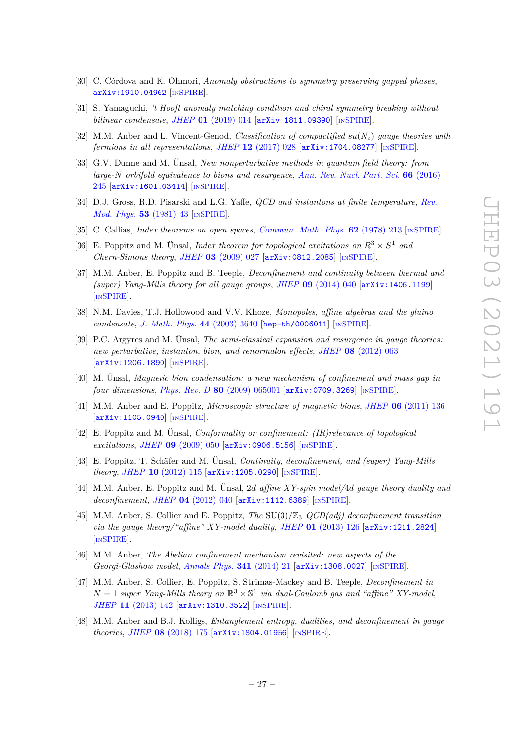[30] C. Córdova and K. Ohmori, *Anomaly obstructions to symmetry preserving gapped phases*, arXiv:1910.04962 [INSPIRE].

[31] S. Yamaguchi, *'t Hooft anomaly matching condition and chiral symmetry breaking without bilinear condensate*, *JHEP* **01** (2019) 014 [arXiv:1811.09390] [INSPIRE].

[32] M.M. Anber and L. Vincent-Genod, *Classification of compactified $su(N_c)$ gauge theories with fermions in all representations*, *JHEP* **12** (2017) 028 [arXiv:1704.08277] [INSPIRE].

[33] G.V. Dunne and M. Ünsal, *New nonperturbative methods in quantum field theory: from large-N orbifold equivalence to bions and resurgence*, *Ann. Rev. Nucl. Part. Sci.* **66** (2016) 245 [arXiv:1601.03414] [INSPIRE].

[34] D.J. Gross, R.D. Pisarski and L.G. Yaffe, *QCD and instantons at finite temperature*, *Rev. Mod. Phys.* **53** (1981) 43 [INSPIRE].

[35] C. Callias, *Index theorems on open spaces*, *Commun. Math. Phys.* **62** (1978) 213 [INSPIRE].

[36] E. Poppitz and M. Ünsal, *Index theorem for topological excitations on $R^3 \times S^1$ and Chern-Simons theory*, *JHEP* **03** (2009) 027 [arXiv:0812.2085] [INSPIRE].

[37] M.M. Anber, E. Poppitz and B. Teeple, *Deconfinement and continuity between thermal and (super) Yang-Mills theory for all gauge groups*, *JHEP* **09** (2014) 040 [arXiv:1406.1199] [INSPIRE].

[38] N.M. Davies, T.J. Hollowood and V.V. Khoze, *Monopoles, affine algebras and the gluino condensate*, *J. Math. Phys.* **44** (2003) 3640 [hep-th/0006011] [INSPIRE].

[39] P.C. Argyres and M. Ünsal, *The semi-classical expansion and resurgence in gauge theories: new perturbative, instanton, bion, and renormalon effects*, *JHEP* **08** (2012) 063 [arXiv:1206.1890] [INSPIRE].

[40] M. Ünsal, *Magnetic bion condensation: a new mechanism of confinement and mass gap in four dimensions*, *Phys. Rev. D* **80** (2009) 065001 [arXiv:0709.3269] [INSPIRE].

[41] M.M. Anber and E. Poppitz, *Microscopic structure of magnetic bions*, *JHEP* **06** (2011) 136 [arXiv:1105.0940] [INSPIRE].

[42] E. Poppitz and M. Ünsal, *Conformality or confinement: (IR)relevance of topological excitations*, *JHEP* **09** (2009) 050 [arXiv:0906.5156] [INSPIRE].

[43] E. Poppitz, T. Schäfer and M. Ünsal, *Continuity, deconfinement, and (super) Yang-Mills theory*, *JHEP* **10** (2012) 115 [arXiv:1205.0290] [INSPIRE].

[44] M.M. Anber, E. Poppitz and M. Ünsal, *2d affine XY-spin model/4d gauge theory duality and deconfinement*, *JHEP* **04** (2012) 040 [arXiv:1112.6389] [INSPIRE].

[45] M.M. Anber, S. Collier and E. Poppitz, *The $\mathrm{SU}(3)/\mathbb{Z}_3$ QCD(adj) deconfinement transition via the gauge theory/"affine" XY-model duality*, *JHEP* **01** (2013) 126 [arXiv:1211.2824] [INSPIRE].

[46] M.M. Anber, *The Abelian confinement mechanism revisited: new aspects of the Georgi-Glashow model*, *Annals Phys.* **341** (2014) 21 [arXiv:1308.0027] [INSPIRE].

[47] M.M. Anber, S. Collier, E. Poppitz, S. Strimas-Mackey and B. Teeple, *Deconfinement in $N = 1$ super Yang-Mills theory on $\mathbb{R}^3 \times \mathbb{S}^1$ via dual-Coulomb gas and "affine" XY-model*, *JHEP* **11** (2013) 142 [arXiv:1310.3522] [INSPIRE].

[48] M.M. Anber and B.J. Kolligs, *Entanglement entropy, dualities, and deconfinement in gauge theories*, *JHEP* **08** (2018) 175 [arXiv:1804.01956] [INSPIRE].